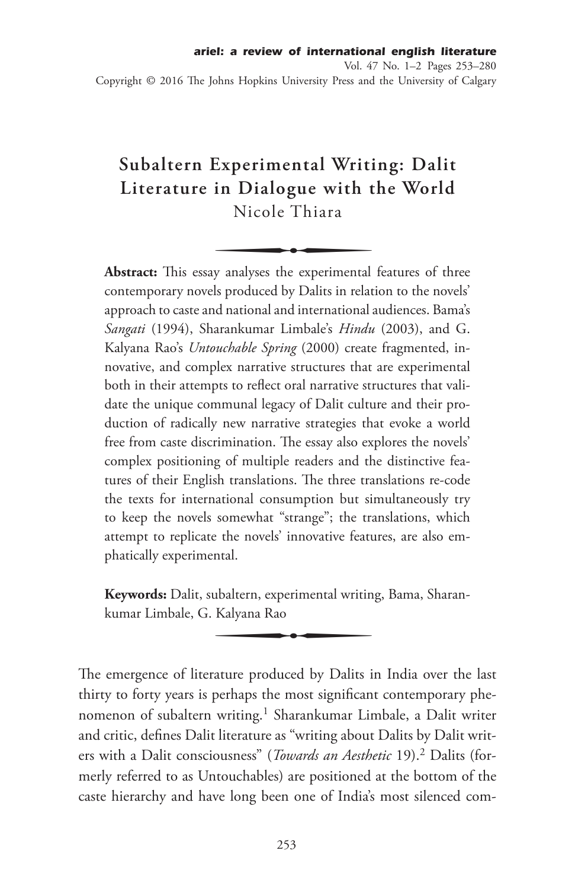# Subaltern Experimental Writing: Dalit Literature in Dialogue with the World

Nicole Thiara

**Abstract:** This essay analyses the experimental features of three contemporary novels produced by Dalits in relation to the novels' approach to caste and national and international audiences. Bama's *Sangati* (1994), Sharankumar Limbale's *Hindu* (2003), and G. Kalyana Rao's *Untouchable Spring* (2000) create fragmented, innovative, and complex narrative structures that are experimental both in their attempts to reflect oral narrative structures that validate the unique communal legacy of Dalit culture and their production of radically new narrative strategies that evoke a world free from caste discrimination. The essay also explores the novels' complex positioning of multiple readers and the distinctive features of their English translations. The three translations re-code the texts for international consumption but simultaneously try to keep the novels somewhat "strange"; the translations, which attempt to replicate the novels' innovative features, are also emphatically experimental.

**Keywords:** Dalit, subaltern, experimental writing, Bama, Sharankumar Limbale, G. Kalyana Rao

The emergence of literature produced by Dalits in India over the last thirty to forty years is perhaps the most significant contemporary phenomenon of subaltern writing.[1] Sharankumar Limbale, a Dalit writer and critic, defines Dalit literature as "writing about Dalits by Dalit writers with a Dalit consciousness" (*Towards an Aesthetic* 19).[2] Dalits (formerly referred to as Untouchables) are positioned at the bottom of the caste hierarchy and have long been one of India's most silenced com-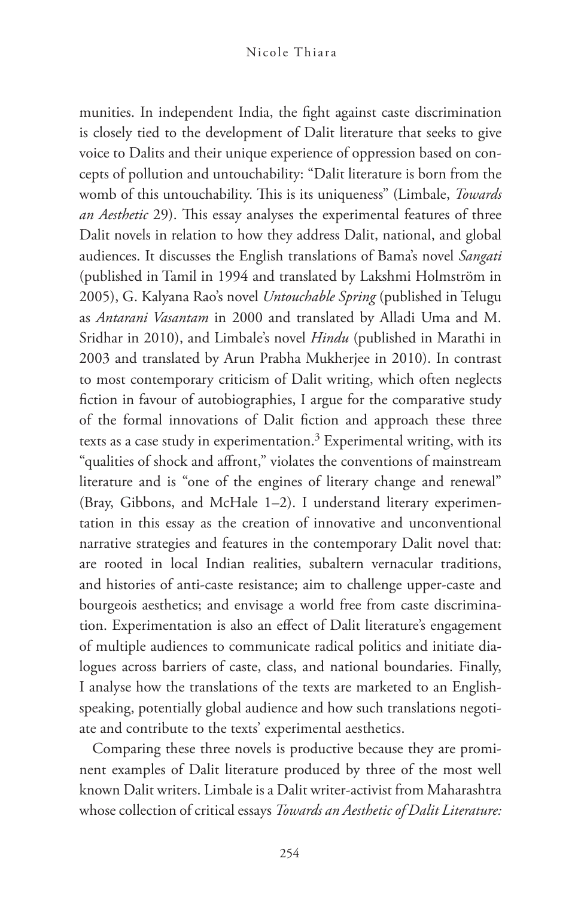munities. In independent India, the fight against caste discrimination is closely tied to the development of Dalit literature that seeks to give voice to Dalits and their unique experience of oppression based on concepts of pollution and untouchability: "Dalit literature is born from the womb of this untouchability. This is its uniqueness" (Limbale, *Towards an Aesthetic* 29). This essay analyses the experimental features of three Dalit novels in relation to how they address Dalit, national, and global audiences. It discusses the English translations of Bama's novel *Sangati* (published in Tamil in 1994 and translated by Lakshmi Holmström in 2005), G. Kalyana Rao's novel *Untouchable Spring* (published in Telugu as *Antarani Vasantam* in 2000 and translated by Alladi Uma and M. Sridhar in 2010), and Limbale's novel *Hindu* (published in Marathi in 2003 and translated by Arun Prabha Mukherjee in 2010). In contrast to most contemporary criticism of Dalit writing, which often neglects fiction in favour of autobiographies, I argue for the comparative study of the formal innovations of Dalit fiction and approach these three texts as a case study in experimentation.[3] Experimental writing, with its "qualities of shock and affront," violates the conventions of mainstream literature and is "one of the engines of literary change and renewal" (Bray, Gibbons, and McHale 1–2). I understand literary experimentation in this essay as the creation of innovative and unconventional narrative strategies and features in the contemporary Dalit novel that: are rooted in local Indian realities, subaltern vernacular traditions, and histories of anti-caste resistance; aim to challenge upper-caste and bourgeois aesthetics; and envisage a world free from caste discrimination. Experimentation is also an effect of Dalit literature's engagement of multiple audiences to communicate radical politics and initiate dialogues across barriers of caste, class, and national boundaries. Finally, I analyse how the translations of the texts are marketed to an English-speaking, potentially global audience and how such translations negotiate and contribute to the texts' experimental aesthetics.

Comparing these three novels is productive because they are prominent examples of Dalit literature produced by three of the most well known Dalit writers. Limbale is a Dalit writer-activist from Maharashtra whose collection of critical essays *Towards an Aesthetic of Dalit Literature:*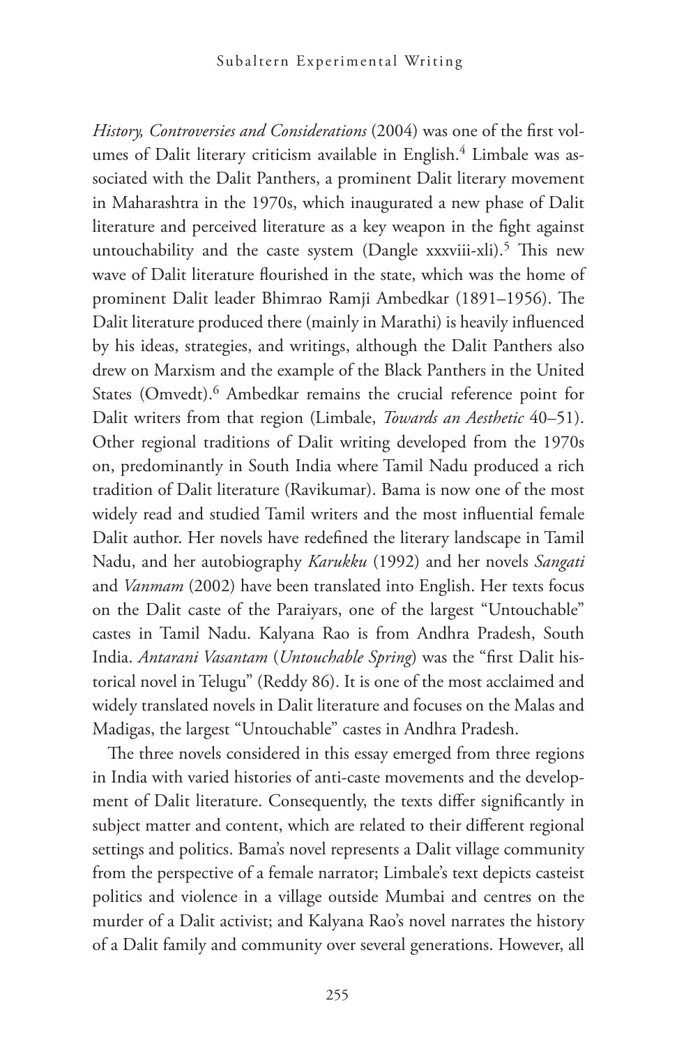*History, Controversies and Considerations* (2004) was one of the first volumes of Dalit literary criticism available in English.[4] Limbale was associated with the Dalit Panthers, a prominent Dalit literary movement in Maharashtra in the 1970s, which inaugurated a new phase of Dalit literature and perceived literature as a key weapon in the fight against untouchability and the caste system (Dangle xxxviii-xli).[5] This new wave of Dalit literature flourished in the state, which was the home of prominent Dalit leader Bhimrao Ramji Ambedkar (1891–1956). The Dalit literature produced there (mainly in Marathi) is heavily influenced by his ideas, strategies, and writings, although the Dalit Panthers also drew on Marxism and the example of the Black Panthers in the United States (Omvedt).[6] Ambedkar remains the crucial reference point for Dalit writers from that region (Limbale, *Towards an Aesthetic* 40–51). Other regional traditions of Dalit writing developed from the 1970s on, predominantly in South India where Tamil Nadu produced a rich tradition of Dalit literature (Ravikumar). Bama is now one of the most widely read and studied Tamil writers and the most influential female Dalit author. Her novels have redefined the literary landscape in Tamil Nadu, and her autobiography *Karukku* (1992) and her novels *Sangati* and *Vanmam* (2002) have been translated into English. Her texts focus on the Dalit caste of the Paraiyars, one of the largest "Untouchable" castes in Tamil Nadu. Kalyana Rao is from Andhra Pradesh, South India. *Antarani Vasantam* (*Untouchable Spring*) was the "first Dalit historical novel in Telugu" (Reddy 86). It is one of the most acclaimed and widely translated novels in Dalit literature and focuses on the Malas and Madigas, the largest "Untouchable" castes in Andhra Pradesh.

The three novels considered in this essay emerged from three regions in India with varied histories of anti-caste movements and the development of Dalit literature. Consequently, the texts differ significantly in subject matter and content, which are related to their different regional settings and politics. Bama's novel represents a Dalit village community from the perspective of a female narrator; Limbale's text depicts casteist politics and violence in a village outside Mumbai and centres on the murder of a Dalit activist; and Kalyana Rao's novel narrates the history of a Dalit family and community over several generations. However, all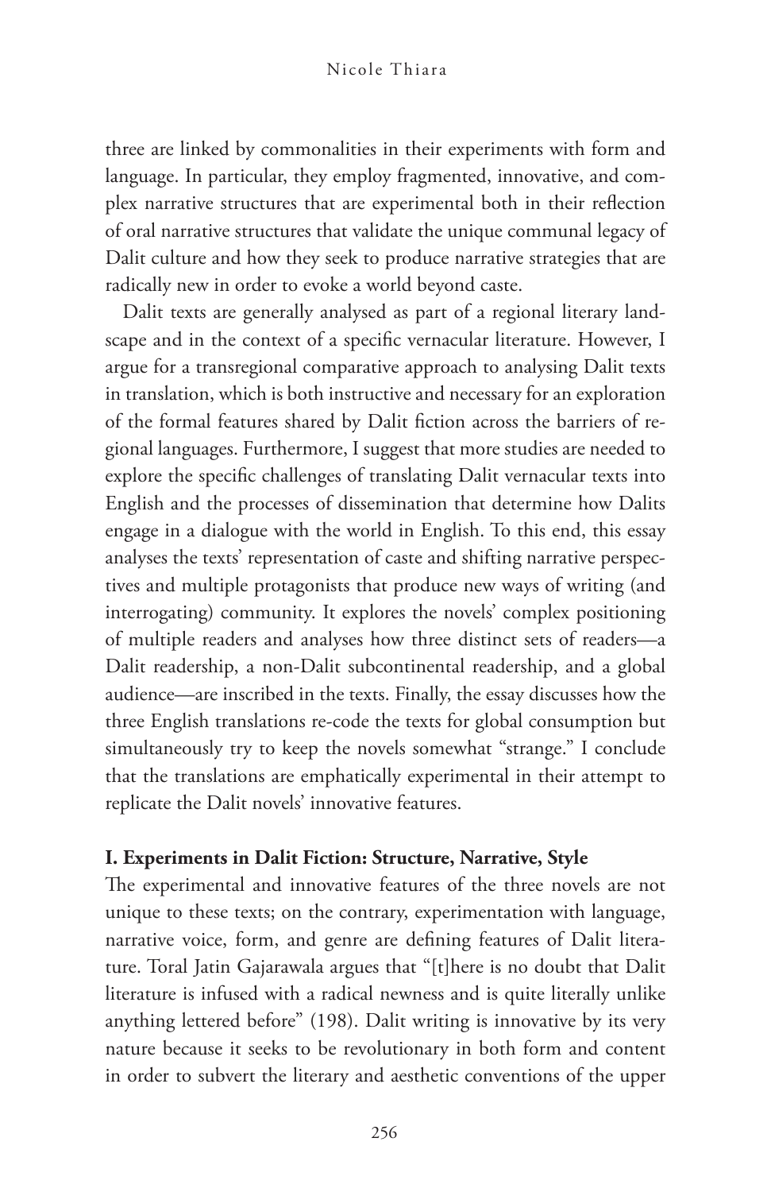three are linked by commonalities in their experiments with form and language. In particular, they employ fragmented, innovative, and complex narrative structures that are experimental both in their reflection of oral narrative structures that validate the unique communal legacy of Dalit culture and how they seek to produce narrative strategies that are radically new in order to evoke a world beyond caste.

Dalit texts are generally analysed as part of a regional literary landscape and in the context of a specific vernacular literature. However, I argue for a transregional comparative approach to analysing Dalit texts in translation, which is both instructive and necessary for an exploration of the formal features shared by Dalit fiction across the barriers of regional languages. Furthermore, I suggest that more studies are needed to explore the specific challenges of translating Dalit vernacular texts into English and the processes of dissemination that determine how Dalits engage in a dialogue with the world in English. To this end, this essay analyses the texts' representation of caste and shifting narrative perspectives and multiple protagonists that produce new ways of writing (and interrogating) community. It explores the novels' complex positioning of multiple readers and analyses how three distinct sets of readers—a Dalit readership, a non-Dalit subcontinental readership, and a global audience—are inscribed in the texts. Finally, the essay discusses how the three English translations re-code the texts for global consumption but simultaneously try to keep the novels somewhat "strange." I conclude that the translations are emphatically experimental in their attempt to replicate the Dalit novels' innovative features.

## I. Experiments in Dalit Fiction: Structure, Narrative, Style

The experimental and innovative features of the three novels are not unique to these texts; on the contrary, experimentation with language, narrative voice, form, and genre are defining features of Dalit literature. Toral Jatin Gajarawala argues that "[t]here is no doubt that Dalit literature is infused with a radical newness and is quite literally unlike anything lettered before" (198). Dalit writing is innovative by its very nature because it seeks to be revolutionary in both form and content in order to subvert the literary and aesthetic conventions of the upper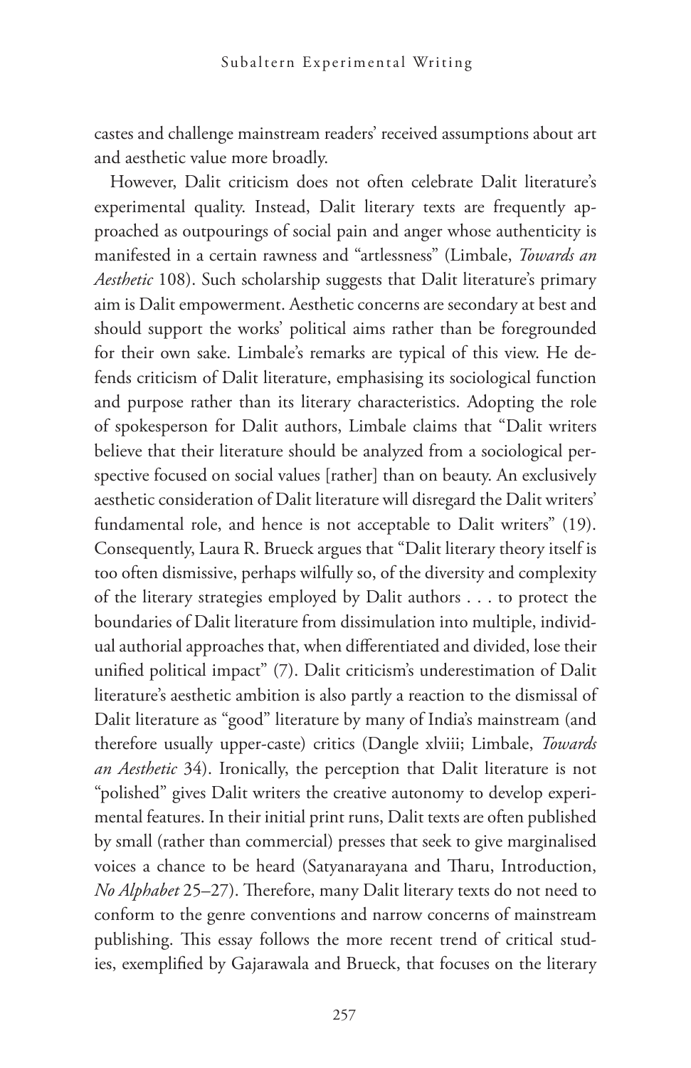castes and challenge mainstream readers' received assumptions about art and aesthetic value more broadly.

However, Dalit criticism does not often celebrate Dalit literature's experimental quality. Instead, Dalit literary texts are frequently approached as outpourings of social pain and anger whose authenticity is manifested in a certain rawness and "artlessness" (Limbale, *Towards an Aesthetic* 108). Such scholarship suggests that Dalit literature's primary aim is Dalit empowerment. Aesthetic concerns are secondary at best and should support the works' political aims rather than be foregrounded for their own sake. Limbale's remarks are typical of this view. He defends criticism of Dalit literature, emphasising its sociological function and purpose rather than its literary characteristics. Adopting the role of spokesperson for Dalit authors, Limbale claims that "Dalit writers believe that their literature should be analyzed from a sociological perspective focused on social values [rather] than on beauty. An exclusively aesthetic consideration of Dalit literature will disregard the Dalit writers' fundamental role, and hence is not acceptable to Dalit writers" (19). Consequently, Laura R. Brueck argues that "Dalit literary theory itself is too often dismissive, perhaps wilfully so, of the diversity and complexity of the literary strategies employed by Dalit authors . . . to protect the boundaries of Dalit literature from dissimulation into multiple, individual authorial approaches that, when differentiated and divided, lose their unified political impact" (7). Dalit criticism's underestimation of Dalit literature's aesthetic ambition is also partly a reaction to the dismissal of Dalit literature as "good" literature by many of India's mainstream (and therefore usually upper-caste) critics (Dangle xlviii; Limbale, *Towards an Aesthetic* 34). Ironically, the perception that Dalit literature is not "polished" gives Dalit writers the creative autonomy to develop experimental features. In their initial print runs, Dalit texts are often published by small (rather than commercial) presses that seek to give marginalised voices a chance to be heard (Satyanarayana and Tharu, Introduction, *No Alphabet* 25–27). Therefore, many Dalit literary texts do not need to conform to the genre conventions and narrow concerns of mainstream publishing. This essay follows the more recent trend of critical studies, exemplified by Gajarawala and Brueck, that focuses on the literary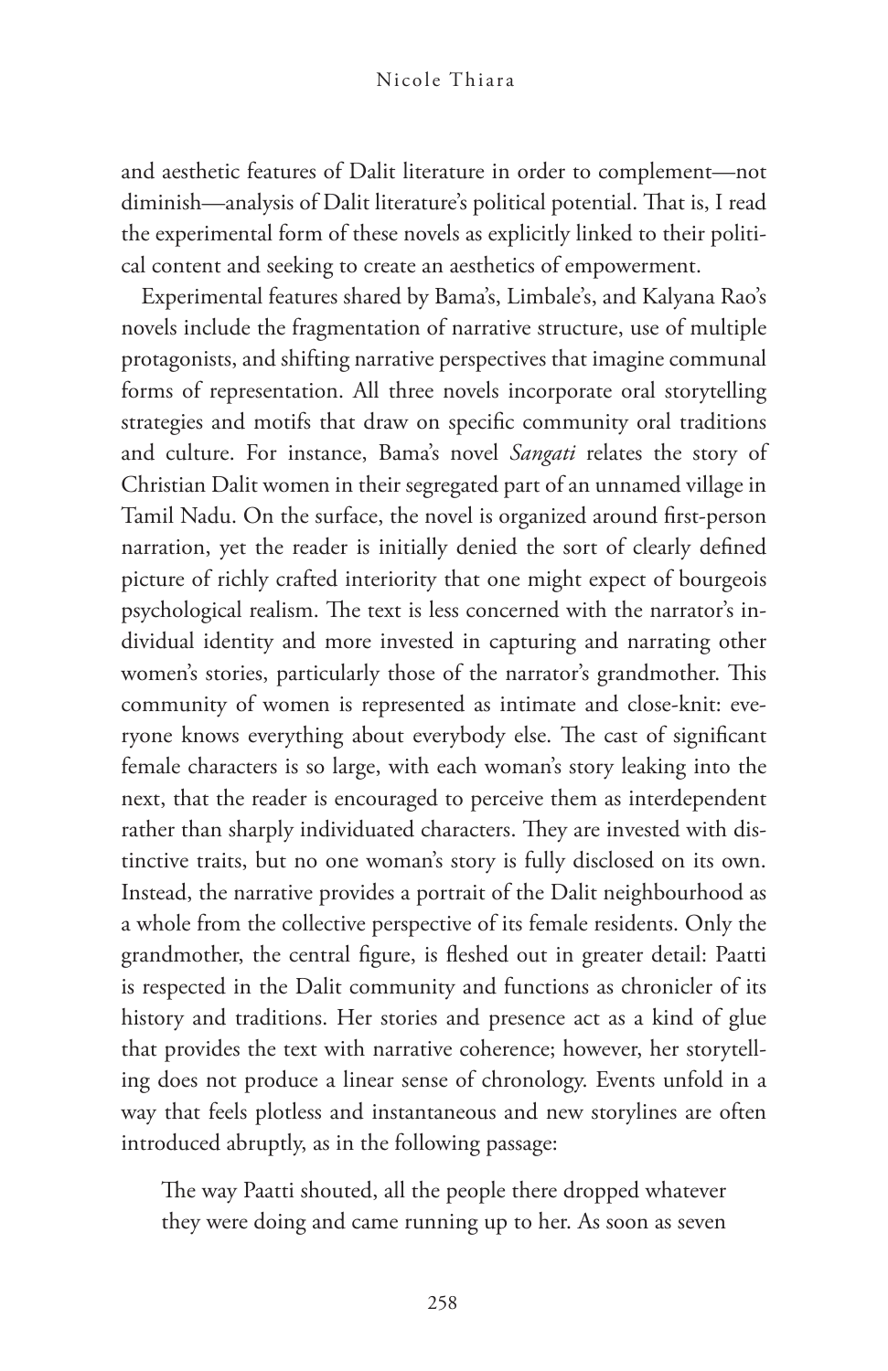and aesthetic features of Dalit literature in order to complement—not diminish—analysis of Dalit literature's political potential. That is, I read the experimental form of these novels as explicitly linked to their political content and seeking to create an aesthetics of empowerment.

Experimental features shared by Bama's, Limbale's, and Kalyana Rao's novels include the fragmentation of narrative structure, use of multiple protagonists, and shifting narrative perspectives that imagine communal forms of representation. All three novels incorporate oral storytelling strategies and motifs that draw on specific community oral traditions and culture. For instance, Bama's novel *Sangati* relates the story of Christian Dalit women in their segregated part of an unnamed village in Tamil Nadu. On the surface, the novel is organized around first-person narration, yet the reader is initially denied the sort of clearly defined picture of richly crafted interiority that one might expect of bourgeois psychological realism. The text is less concerned with the narrator's individual identity and more invested in capturing and narrating other women's stories, particularly those of the narrator's grandmother. This community of women is represented as intimate and close-knit: everyone knows everything about everybody else. The cast of significant female characters is so large, with each woman's story leaking into the next, that the reader is encouraged to perceive them as interdependent rather than sharply individuated characters. They are invested with distinctive traits, but no one woman's story is fully disclosed on its own. Instead, the narrative provides a portrait of the Dalit neighbourhood as a whole from the collective perspective of its female residents. Only the grandmother, the central figure, is fleshed out in greater detail: Paatti is respected in the Dalit community and functions as chronicler of its history and traditions. Her stories and presence act as a kind of glue that provides the text with narrative coherence; however, her storytelling does not produce a linear sense of chronology. Events unfold in a way that feels plotless and instantaneous and new storylines are often introduced abruptly, as in the following passage:

> The way Paatti shouted, all the people there dropped whatever they were doing and came running up to her. As soon as seven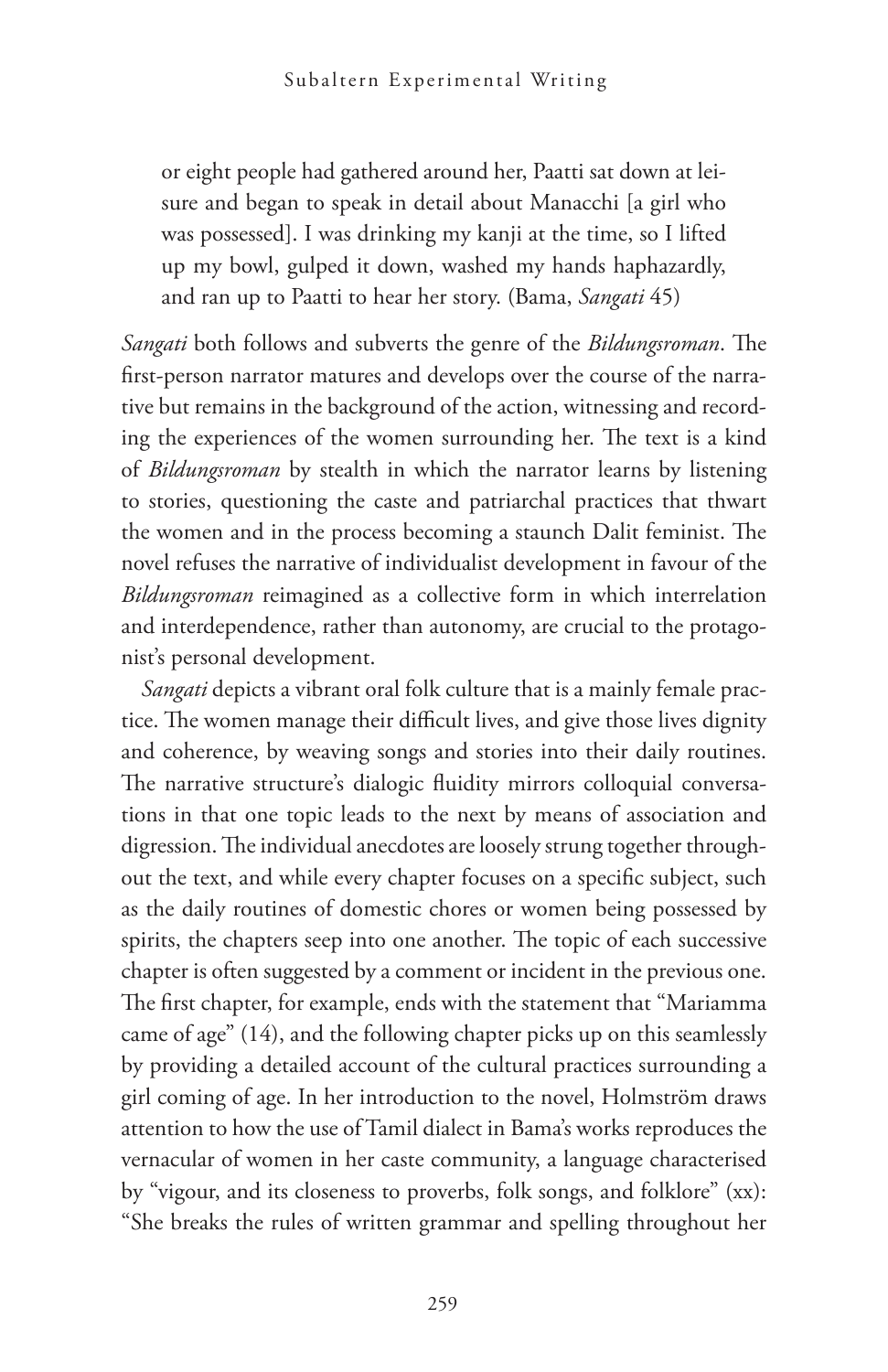> or eight people had gathered around her, Paatti sat down at leisure and began to speak in detail about Manacchi [a girl who was possessed]. I was drinking my kanji at the time, so I lifted up my bowl, gulped it down, washed my hands haphazardly, and ran up to Paatti to hear her story. (Bama, *Sangati* 45)

*Sangati* both follows and subverts the genre of the *Bildungsroman*. The first-person narrator matures and develops over the course of the narrative but remains in the background of the action, witnessing and recording the experiences of the women surrounding her. The text is a kind of *Bildungsroman* by stealth in which the narrator learns by listening to stories, questioning the caste and patriarchal practices that thwart the women and in the process becoming a staunch Dalit feminist. The novel refuses the narrative of individualist development in favour of the *Bildungsroman* reimagined as a collective form in which interrelation and interdependence, rather than autonomy, are crucial to the protagonist's personal development.

*Sangati* depicts a vibrant oral folk culture that is a mainly female practice. The women manage their difficult lives, and give those lives dignity and coherence, by weaving songs and stories into their daily routines. The narrative structure's dialogic fluidity mirrors colloquial conversations in that one topic leads to the next by means of association and digression. The individual anecdotes are loosely strung together throughout the text, and while every chapter focuses on a specific subject, such as the daily routines of domestic chores or women being possessed by spirits, the chapters seep into one another. The topic of each successive chapter is often suggested by a comment or incident in the previous one. The first chapter, for example, ends with the statement that "Mariamma came of age" (14), and the following chapter picks up on this seamlessly by providing a detailed account of the cultural practices surrounding a girl coming of age. In her introduction to the novel, Holmström draws attention to how the use of Tamil dialect in Bama's works reproduces the vernacular of women in her caste community, a language characterised by "vigour, and its closeness to proverbs, folk songs, and folklore" (xx): "She breaks the rules of written grammar and spelling throughout her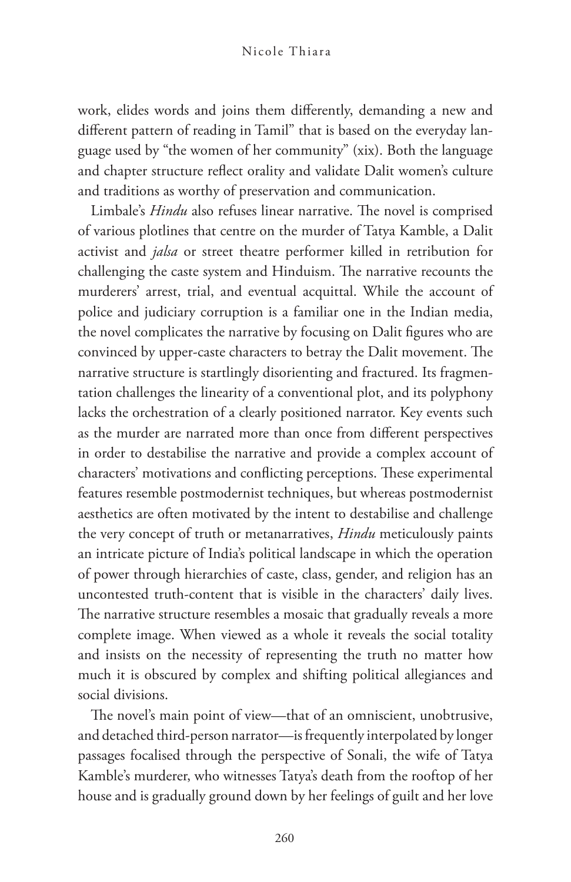work, elides words and joins them differently, demanding a new and different pattern of reading in Tamil" that is based on the everyday language used by "the women of her community" (xix). Both the language and chapter structure reflect orality and validate Dalit women's culture and traditions as worthy of preservation and communication.

Limbale's *Hindu* also refuses linear narrative. The novel is comprised of various plotlines that centre on the murder of Tatya Kamble, a Dalit activist and *jalsa* or street theatre performer killed in retribution for challenging the caste system and Hinduism. The narrative recounts the murderers' arrest, trial, and eventual acquittal. While the account of police and judiciary corruption is a familiar one in the Indian media, the novel complicates the narrative by focusing on Dalit figures who are convinced by upper-caste characters to betray the Dalit movement. The narrative structure is startlingly disorienting and fractured. Its fragmentation challenges the linearity of a conventional plot, and its polyphony lacks the orchestration of a clearly positioned narrator. Key events such as the murder are narrated more than once from different perspectives in order to destabilise the narrative and provide a complex account of characters' motivations and conflicting perceptions. These experimental features resemble postmodernist techniques, but whereas postmodernist aesthetics are often motivated by the intent to destabilise and challenge the very concept of truth or metanarratives, *Hindu* meticulously paints an intricate picture of India's political landscape in which the operation of power through hierarchies of caste, class, gender, and religion has an uncontested truth-content that is visible in the characters' daily lives. The narrative structure resembles a mosaic that gradually reveals a more complete image. When viewed as a whole it reveals the social totality and insists on the necessity of representing the truth no matter how much it is obscured by complex and shifting political allegiances and social divisions.

The novel's main point of view—that of an omniscient, unobtrusive, and detached third-person narrator—is frequently interpolated by longer passages focalised through the perspective of Sonali, the wife of Tatya Kamble's murderer, who witnesses Tatya's death from the rooftop of her house and is gradually ground down by her feelings of guilt and her love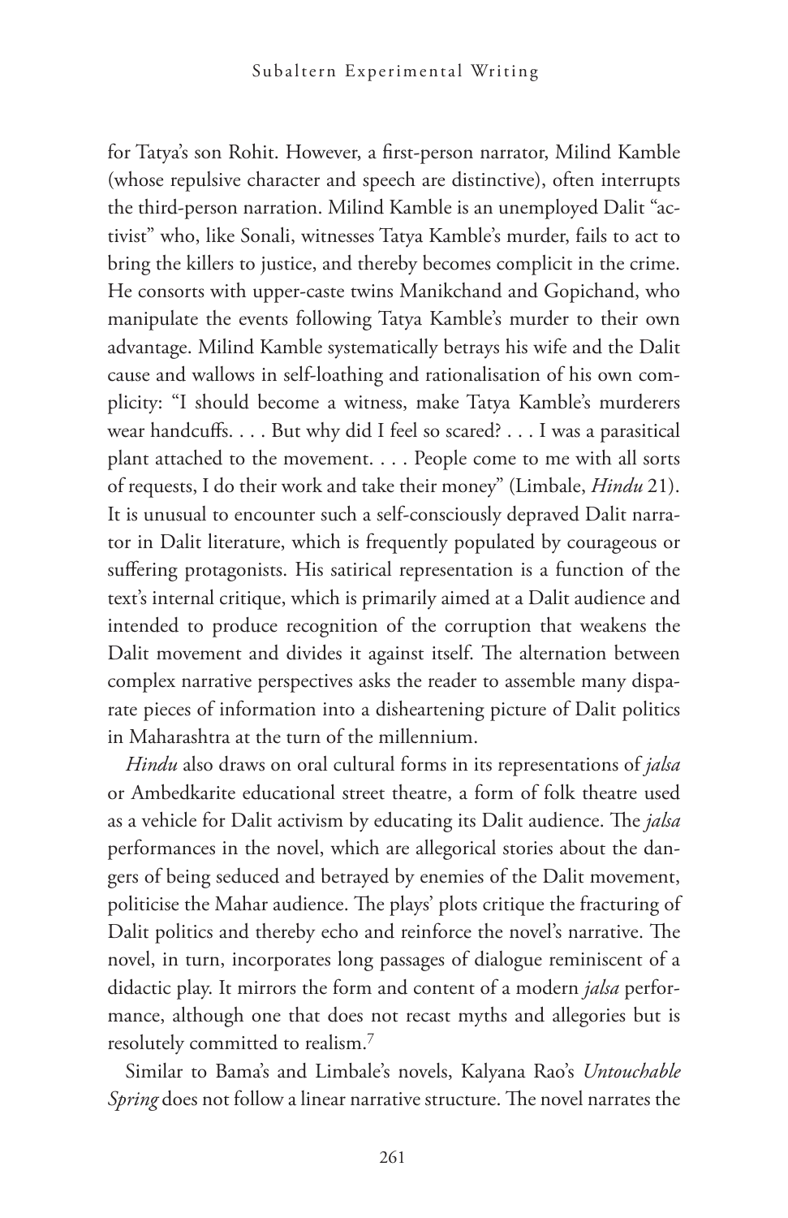for Tatya's son Rohit. However, a first-person narrator, Milind Kamble (whose repulsive character and speech are distinctive), often interrupts the third-person narration. Milind Kamble is an unemployed Dalit "activist" who, like Sonali, witnesses Tatya Kamble's murder, fails to act to bring the killers to justice, and thereby becomes complicit in the crime. He consorts with upper-caste twins Manikchand and Gopichand, who manipulate the events following Tatya Kamble's murder to their own advantage. Milind Kamble systematically betrays his wife and the Dalit cause and wallows in self-loathing and rationalisation of his own complicity: "I should become a witness, make Tatya Kamble's murderers wear handcuffs. . . . But why did I feel so scared? . . . I was a parasitical plant attached to the movement. . . . People come to me with all sorts of requests, I do their work and take their money" (Limbale, *Hindu* 21). It is unusual to encounter such a self-consciously depraved Dalit narrator in Dalit literature, which is frequently populated by courageous or suffering protagonists. His satirical representation is a function of the text's internal critique, which is primarily aimed at a Dalit audience and intended to produce recognition of the corruption that weakens the Dalit movement and divides it against itself. The alternation between complex narrative perspectives asks the reader to assemble many disparate pieces of information into a disheartening picture of Dalit politics in Maharashtra at the turn of the millennium.

*Hindu* also draws on oral cultural forms in its representations of *jalsa* or Ambedkarite educational street theatre, a form of folk theatre used as a vehicle for Dalit activism by educating its Dalit audience. The *jalsa* performances in the novel, which are allegorical stories about the dangers of being seduced and betrayed by enemies of the Dalit movement, politicise the Mahar audience. The plays' plots critique the fracturing of Dalit politics and thereby echo and reinforce the novel's narrative. The novel, in turn, incorporates long passages of dialogue reminiscent of a didactic play. It mirrors the form and content of a modern *jalsa* performance, although one that does not recast myths and allegories but is resolutely committed to realism.[7]

Similar to Bama's and Limbale's novels, Kalyana Rao's *Untouchable Spring* does not follow a linear narrative structure. The novel narrates the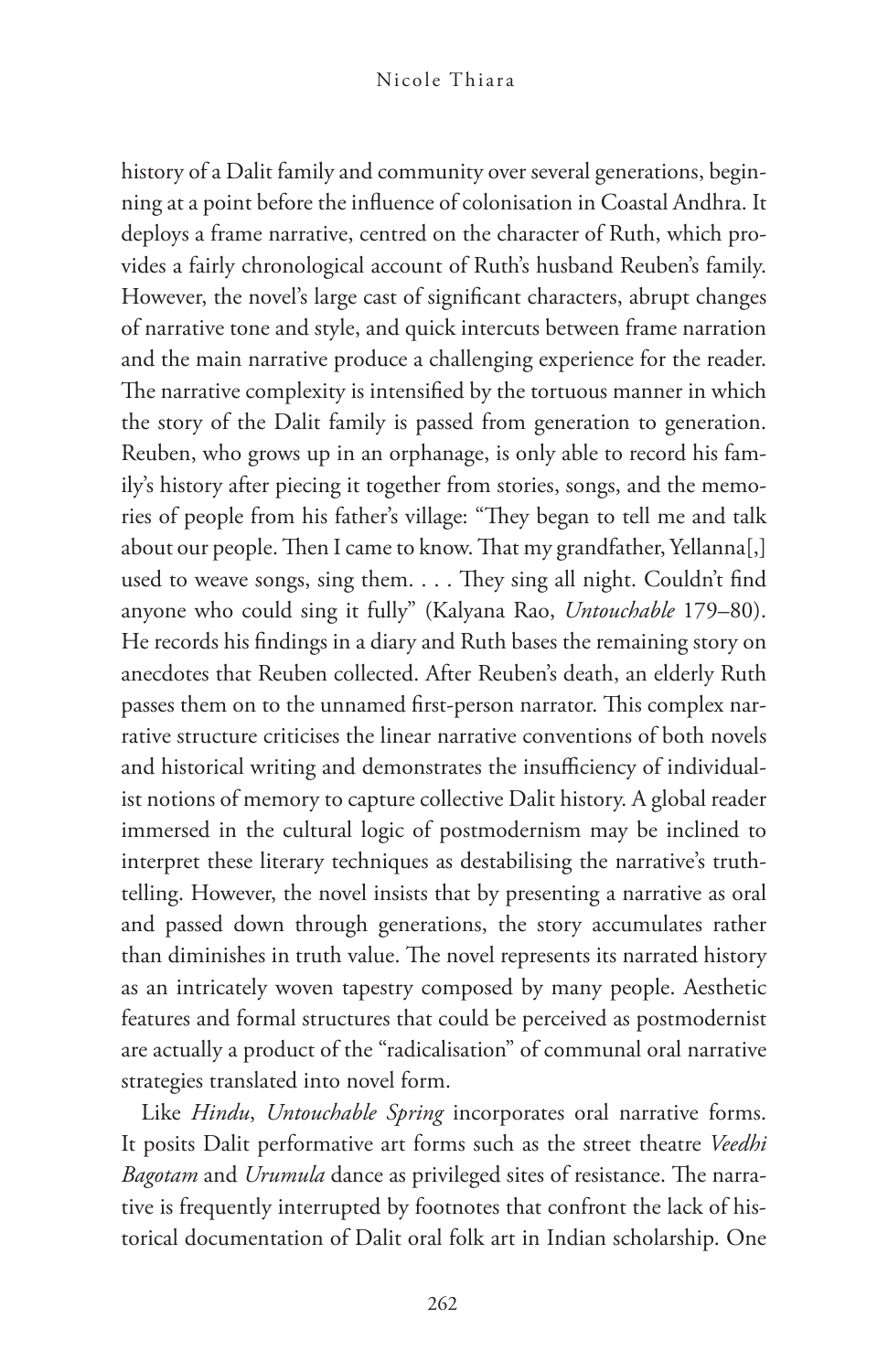history of a Dalit family and community over several generations, beginning at a point before the influence of colonisation in Coastal Andhra. It deploys a frame narrative, centred on the character of Ruth, which provides a fairly chronological account of Ruth's husband Reuben's family. However, the novel's large cast of significant characters, abrupt changes of narrative tone and style, and quick intercuts between frame narration and the main narrative produce a challenging experience for the reader. The narrative complexity is intensified by the tortuous manner in which the story of the Dalit family is passed from generation to generation. Reuben, who grows up in an orphanage, is only able to record his family's history after piecing it together from stories, songs, and the memories of people from his father's village: "They began to tell me and talk about our people. Then I came to know. That my grandfather, Yellanna[,] used to weave songs, sing them. . . . They sing all night. Couldn't find anyone who could sing it fully" (Kalyana Rao, *Untouchable* 179–80). He records his findings in a diary and Ruth bases the remaining story on anecdotes that Reuben collected. After Reuben's death, an elderly Ruth passes them on to the unnamed first-person narrator. This complex narrative structure criticises the linear narrative conventions of both novels and historical writing and demonstrates the insufficiency of individualist notions of memory to capture collective Dalit history. A global reader immersed in the cultural logic of postmodernism may be inclined to interpret these literary techniques as destabilising the narrative's truth-telling. However, the novel insists that by presenting a narrative as oral and passed down through generations, the story accumulates rather than diminishes in truth value. The novel represents its narrated history as an intricately woven tapestry composed by many people. Aesthetic features and formal structures that could be perceived as postmodernist are actually a product of the "radicalisation" of communal oral narrative strategies translated into novel form.

Like *Hindu*, *Untouchable Spring* incorporates oral narrative forms. It posits Dalit performative art forms such as the street theatre *Veedhi Bagotam* and *Urumula* dance as privileged sites of resistance. The narrative is frequently interrupted by footnotes that confront the lack of historical documentation of Dalit oral folk art in Indian scholarship. One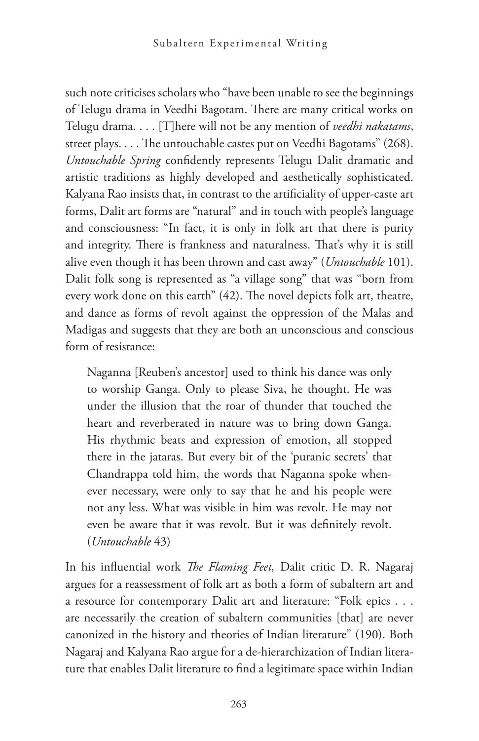such note criticises scholars who "have been unable to see the beginnings of Telugu drama in Veedhi Bagotam. There are many critical works on Telugu drama. . . . [T]here will not be any mention of *veedhi nakatams*, street plays. . . . The untouchable castes put on Veedhi Bagotams" (268). *Untouchable Spring* confidently represents Telugu Dalit dramatic and artistic traditions as highly developed and aesthetically sophisticated. Kalyana Rao insists that, in contrast to the artificiality of upper-caste art forms, Dalit art forms are "natural" and in touch with people's language and consciousness: "In fact, it is only in folk art that there is purity and integrity. There is frankness and naturalness. That's why it is still alive even though it has been thrown and cast away" (*Untouchable* 101). Dalit folk song is represented as "a village song" that was "born from every work done on this earth" (42). The novel depicts folk art, theatre, and dance as forms of revolt against the oppression of the Malas and Madigas and suggests that they are both an unconscious and conscious form of resistance:

> Naganna [Reuben's ancestor] used to think his dance was only to worship Ganga. Only to please Siva, he thought. He was under the illusion that the roar of thunder that touched the heart and reverberated in nature was to bring down Ganga. His rhythmic beats and expression of emotion, all stopped there in the jataras. But every bit of the 'puranic secrets' that Chandrappa told him, the words that Naganna spoke whenever necessary, were only to say that he and his people were not any less. What was visible in him was revolt. He may not even be aware that it was revolt. But it was definitely revolt. (*Untouchable* 43)

In his influential work *The Flaming Feet,* Dalit critic D. R. Nagaraj argues for a reassessment of folk art as both a form of subaltern art and a resource for contemporary Dalit art and literature: "Folk epics . . . are necessarily the creation of subaltern communities [that] are never canonized in the history and theories of Indian literature" (190). Both Nagaraj and Kalyana Rao argue for a de-hierarchization of Indian literature that enables Dalit literature to find a legitimate space within Indian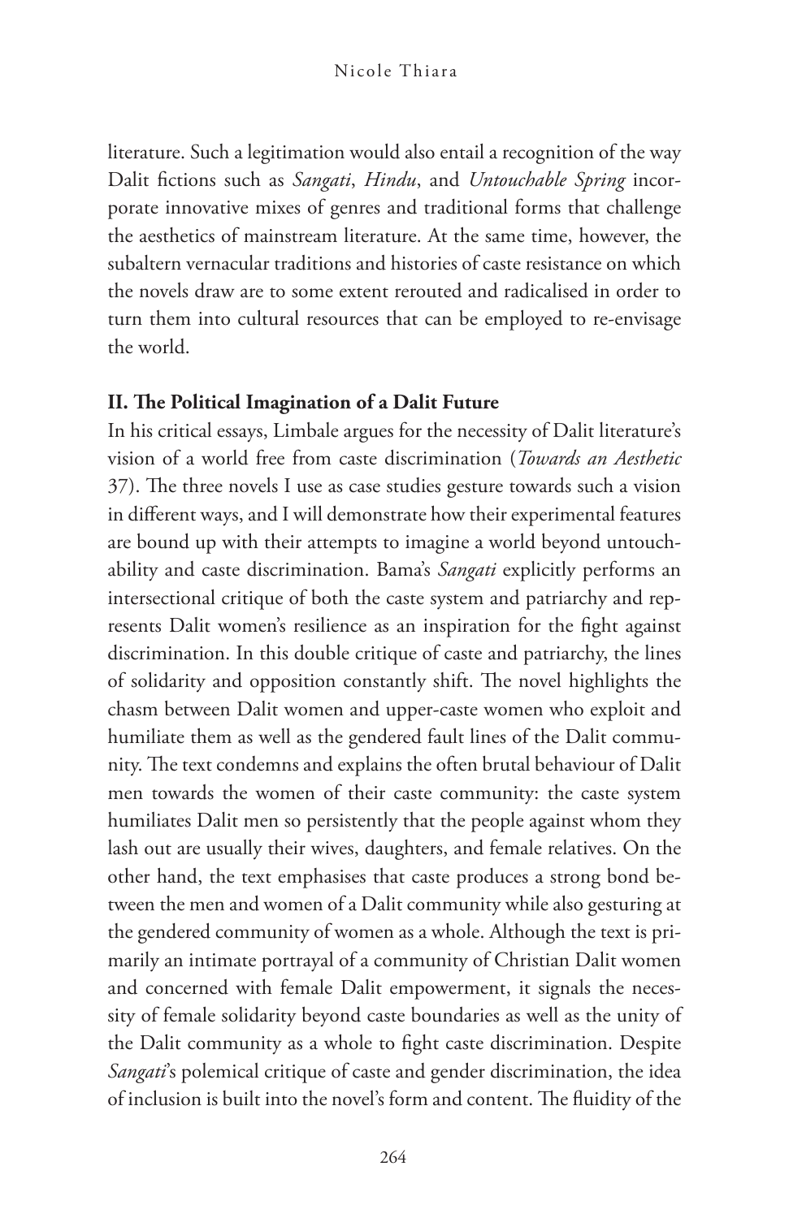literature. Such a legitimation would also entail a recognition of the way Dalit fictions such as *Sangati*, *Hindu*, and *Untouchable Spring* incorporate innovative mixes of genres and traditional forms that challenge the aesthetics of mainstream literature. At the same time, however, the subaltern vernacular traditions and histories of caste resistance on which the novels draw are to some extent rerouted and radicalised in order to turn them into cultural resources that can be employed to re-envisage the world.

## II. The Political Imagination of a Dalit Future

In his critical essays, Limbale argues for the necessity of Dalit literature's vision of a world free from caste discrimination (*Towards an Aesthetic* 37). The three novels I use as case studies gesture towards such a vision in different ways, and I will demonstrate how their experimental features are bound up with their attempts to imagine a world beyond untouchability and caste discrimination. Bama's *Sangati* explicitly performs an intersectional critique of both the caste system and patriarchy and represents Dalit women's resilience as an inspiration for the fight against discrimination. In this double critique of caste and patriarchy, the lines of solidarity and opposition constantly shift. The novel highlights the chasm between Dalit women and upper-caste women who exploit and humiliate them as well as the gendered fault lines of the Dalit community. The text condemns and explains the often brutal behaviour of Dalit men towards the women of their caste community: the caste system humiliates Dalit men so persistently that the people against whom they lash out are usually their wives, daughters, and female relatives. On the other hand, the text emphasises that caste produces a strong bond between the men and women of a Dalit community while also gesturing at the gendered community of women as a whole. Although the text is primarily an intimate portrayal of a community of Christian Dalit women and concerned with female Dalit empowerment, it signals the necessity of female solidarity beyond caste boundaries as well as the unity of the Dalit community as a whole to fight caste discrimination. Despite *Sangati*'s polemical critique of caste and gender discrimination, the idea of inclusion is built into the novel's form and content. The fluidity of the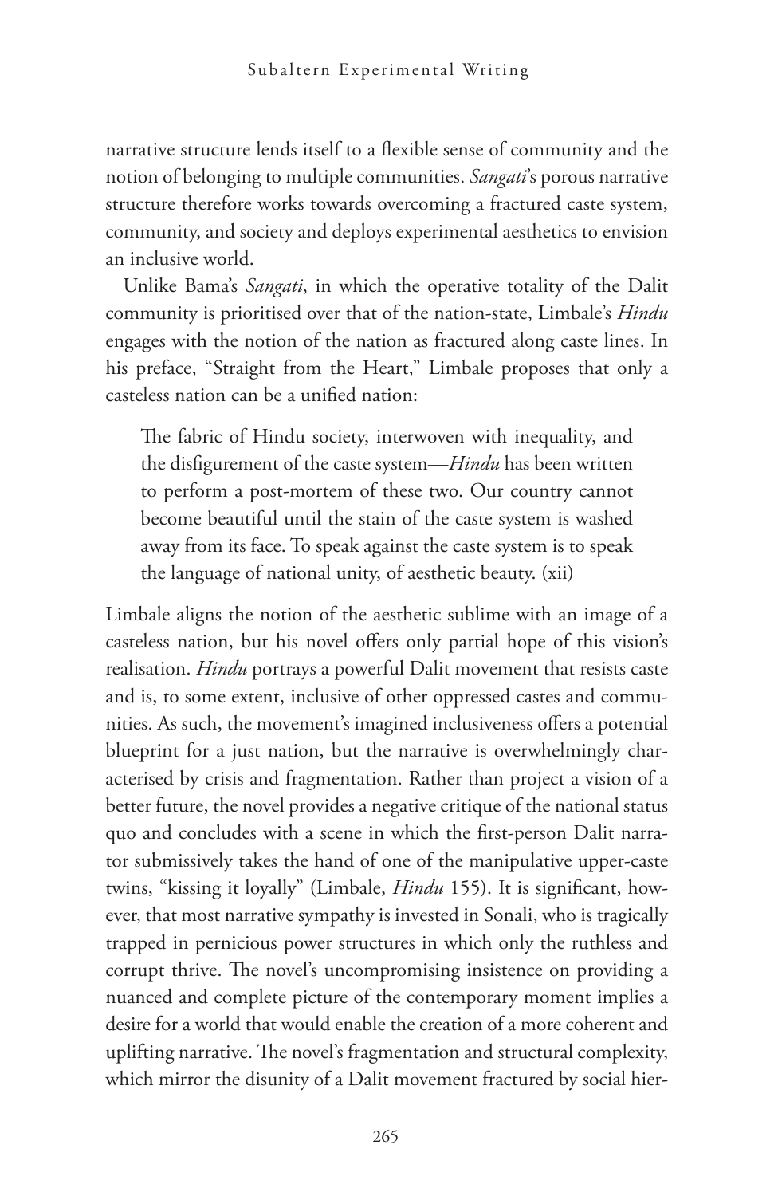narrative structure lends itself to a flexible sense of community and the notion of belonging to multiple communities. *Sangati*'s porous narrative structure therefore works towards overcoming a fractured caste system, community, and society and deploys experimental aesthetics to envision an inclusive world.

Unlike Bama's *Sangati*, in which the operative totality of the Dalit community is prioritised over that of the nation-state, Limbale's *Hindu* engages with the notion of the nation as fractured along caste lines. In his preface, "Straight from the Heart," Limbale proposes that only a casteless nation can be a unified nation:

> The fabric of Hindu society, interwoven with inequality, and the disfigurement of the caste system—*Hindu* has been written to perform a post-mortem of these two. Our country cannot become beautiful until the stain of the caste system is washed away from its face. To speak against the caste system is to speak the language of national unity, of aesthetic beauty. (xii)

Limbale aligns the notion of the aesthetic sublime with an image of a casteless nation, but his novel offers only partial hope of this vision's realisation. *Hindu* portrays a powerful Dalit movement that resists caste and is, to some extent, inclusive of other oppressed castes and communities. As such, the movement's imagined inclusiveness offers a potential blueprint for a just nation, but the narrative is overwhelmingly characterised by crisis and fragmentation. Rather than project a vision of a better future, the novel provides a negative critique of the national status quo and concludes with a scene in which the first-person Dalit narrator submissively takes the hand of one of the manipulative upper-caste twins, "kissing it loyally" (Limbale, *Hindu* 155). It is significant, however, that most narrative sympathy is invested in Sonali, who is tragically trapped in pernicious power structures in which only the ruthless and corrupt thrive. The novel's uncompromising insistence on providing a nuanced and complete picture of the contemporary moment implies a desire for a world that would enable the creation of a more coherent and uplifting narrative. The novel's fragmentation and structural complexity, which mirror the disunity of a Dalit movement fractured by social hier-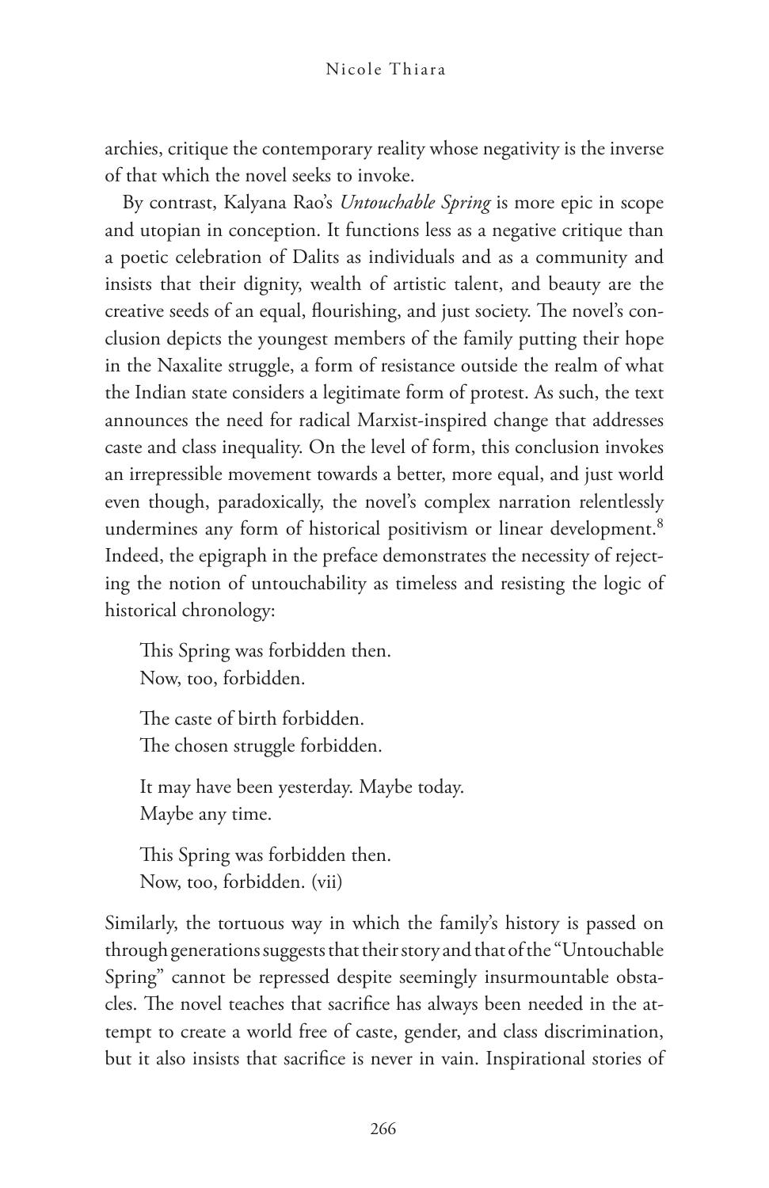archies, critique the contemporary reality whose negativity is the inverse of that which the novel seeks to invoke.

By contrast, Kalyana Rao's *Untouchable Spring* is more epic in scope and utopian in conception. It functions less as a negative critique than a poetic celebration of Dalits as individuals and as a community and insists that their dignity, wealth of artistic talent, and beauty are the creative seeds of an equal, flourishing, and just society. The novel's conclusion depicts the youngest members of the family putting their hope in the Naxalite struggle, a form of resistance outside the realm of what the Indian state considers a legitimate form of protest. As such, the text announces the need for radical Marxist-inspired change that addresses caste and class inequality. On the level of form, this conclusion invokes an irrepressible movement towards a better, more equal, and just world even though, paradoxically, the novel's complex narration relentlessly undermines any form of historical positivism or linear development.[8] Indeed, the epigraph in the preface demonstrates the necessity of rejecting the notion of untouchability as timeless and resisting the logic of historical chronology:

> This Spring was forbidden then.
> Now, too, forbidden.
>
> The caste of birth forbidden.
> The chosen struggle forbidden.
>
> It may have been yesterday. Maybe today.
> Maybe any time.
>
> This Spring was forbidden then.
> Now, too, forbidden. (vii)

Similarly, the tortuous way in which the family's history is passed on through generations suggests that their story and that of the "Untouchable Spring" cannot be repressed despite seemingly insurmountable obstacles. The novel teaches that sacrifice has always been needed in the attempt to create a world free of caste, gender, and class discrimination, but it also insists that sacrifice is never in vain. Inspirational stories of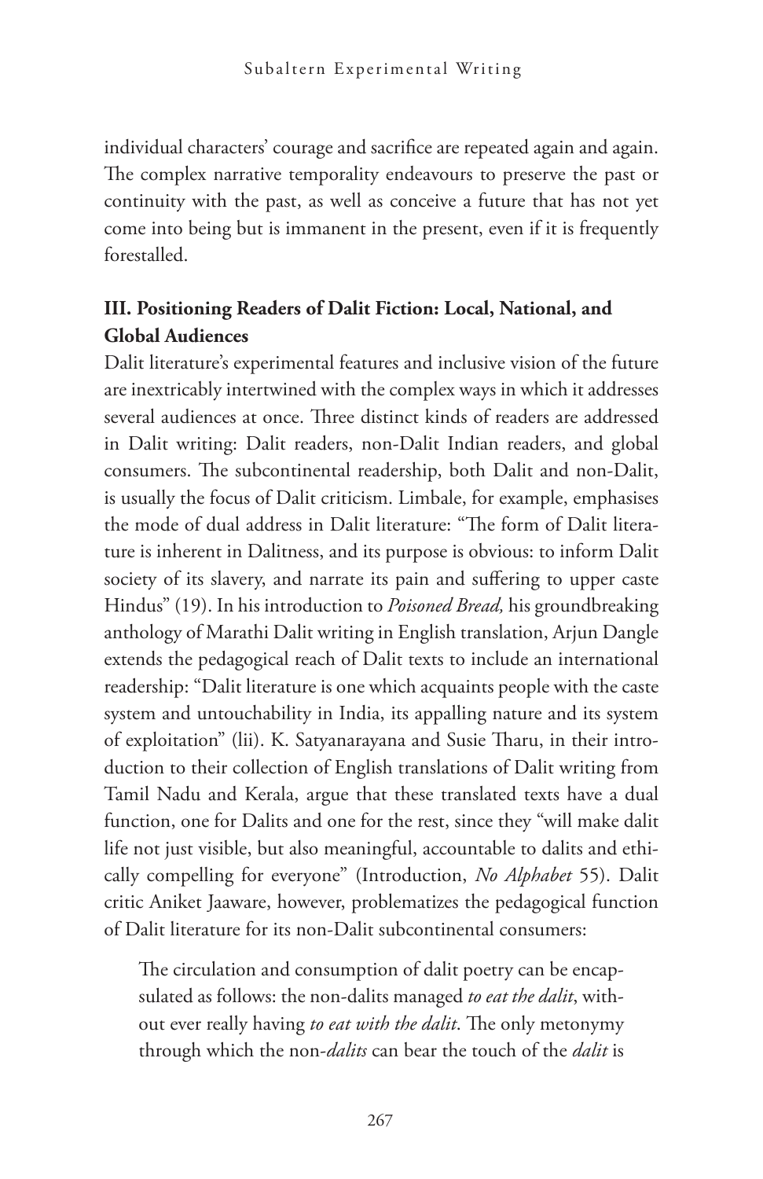individual characters' courage and sacrifice are repeated again and again. The complex narrative temporality endeavours to preserve the past or continuity with the past, as well as conceive a future that has not yet come into being but is immanent in the present, even if it is frequently forestalled.

### III. Positioning Readers of Dalit Fiction: Local, National, and Global Audiences

Dalit literature's experimental features and inclusive vision of the future are inextricably intertwined with the complex ways in which it addresses several audiences at once. Three distinct kinds of readers are addressed in Dalit writing: Dalit readers, non-Dalit Indian readers, and global consumers. The subcontinental readership, both Dalit and non-Dalit, is usually the focus of Dalit criticism. Limbale, for example, emphasises the mode of dual address in Dalit literature: "The form of Dalit literature is inherent in Dalitness, and its purpose is obvious: to inform Dalit society of its slavery, and narrate its pain and suffering to upper caste Hindus" (19). In his introduction to *Poisoned Bread,* his groundbreaking anthology of Marathi Dalit writing in English translation, Arjun Dangle extends the pedagogical reach of Dalit texts to include an international readership: "Dalit literature is one which acquaints people with the caste system and untouchability in India, its appalling nature and its system of exploitation" (lii). K. Satyanarayana and Susie Tharu, in their introduction to their collection of English translations of Dalit writing from Tamil Nadu and Kerala, argue that these translated texts have a dual function, one for Dalits and one for the rest, since they "will make dalit life not just visible, but also meaningful, accountable to dalits and ethically compelling for everyone" (Introduction, *No Alphabet* 55). Dalit critic Aniket Jaaware, however, problematizes the pedagogical function of Dalit literature for its non-Dalit subcontinental consumers:

> The circulation and consumption of dalit poetry can be encapsulated as follows: the non-dalits managed *to eat the dalit*, without ever really having *to eat with the dalit*. The only metonymy through which the non-*dalits* can bear the touch of the *dalit* is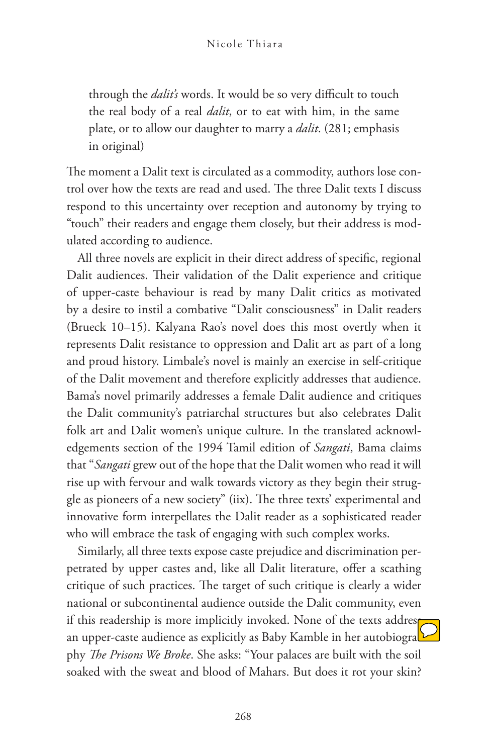through the *dalit's* words. It would be so very difficult to touch the real body of a real *dalit*, or to eat with him, in the same plate, or to allow our daughter to marry a *dalit*. (281; emphasis in original)

The moment a Dalit text is circulated as a commodity, authors lose control over how the texts are read and used. The three Dalit texts I discuss respond to this uncertainty over reception and autonomy by trying to "touch" their readers and engage them closely, but their address is modulated according to audience.

All three novels are explicit in their direct address of specific, regional Dalit audiences. Their validation of the Dalit experience and critique of upper-caste behaviour is read by many Dalit critics as motivated by a desire to instil a combative "Dalit consciousness" in Dalit readers (Brueck 10–15). Kalyana Rao's novel does this most overtly when it represents Dalit resistance to oppression and Dalit art as part of a long and proud history. Limbale's novel is mainly an exercise in self-critique of the Dalit movement and therefore explicitly addresses that audience. Bama's novel primarily addresses a female Dalit audience and critiques the Dalit community's patriarchal structures but also celebrates Dalit folk art and Dalit women's unique culture. In the translated acknowledgements section of the 1994 Tamil edition of *Sangati*, Bama claims that "*Sangati* grew out of the hope that the Dalit women who read it will rise up with fervour and walk towards victory as they begin their struggle as pioneers of a new society" (iix). The three texts' experimental and innovative form interpellates the Dalit reader as a sophisticated reader who will embrace the task of engaging with such complex works.

Similarly, all three texts expose caste prejudice and discrimination perpetrated by upper castes and, like all Dalit literature, offer a scathing critique of such practices. The target of such critique is clearly a wider national or subcontinental audience outside the Dalit community, even if this readership is more implicitly invoked. None of the texts address an upper-caste audience as explicitly as Baby Kamble in her autobiography *The Prisons We Broke*. She asks: "Your palaces are built with the soil soaked with the sweat and blood of Mahars. But does it rot your skin?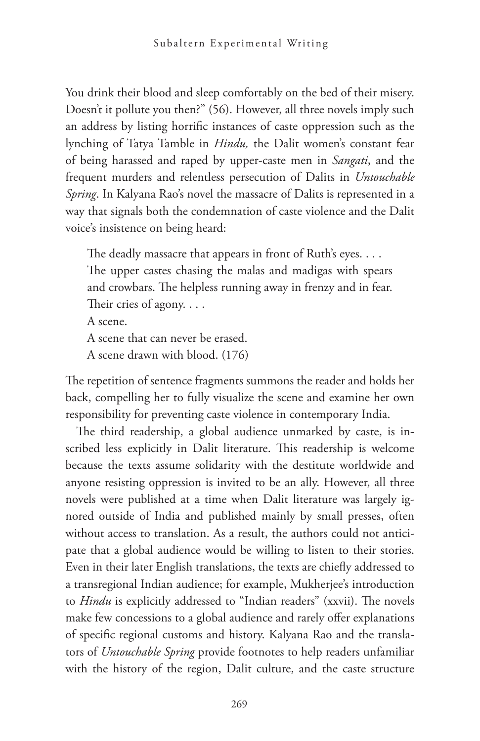You drink their blood and sleep comfortably on the bed of their misery. Doesn't it pollute you then?" (56). However, all three novels imply such an address by listing horrific instances of caste oppression such as the lynching of Tatya Tamble in *Hindu,* the Dalit women's constant fear of being harassed and raped by upper-caste men in *Sangati*, and the frequent murders and relentless persecution of Dalits in *Untouchable Spring*. In Kalyana Rao's novel the massacre of Dalits is represented in a way that signals both the condemnation of caste violence and the Dalit voice's insistence on being heard:

> The deadly massacre that appears in front of Ruth's eyes. . . .
> The upper castes chasing the malas and madigas with spears and crowbars. The helpless running away in frenzy and in fear.
> Their cries of agony. . . .
> A scene.
> A scene that can never be erased.
> A scene drawn with blood. (176)

The repetition of sentence fragments summons the reader and holds her back, compelling her to fully visualize the scene and examine her own responsibility for preventing caste violence in contemporary India.

The third readership, a global audience unmarked by caste, is inscribed less explicitly in Dalit literature. This readership is welcome because the texts assume solidarity with the destitute worldwide and anyone resisting oppression is invited to be an ally. However, all three novels were published at a time when Dalit literature was largely ignored outside of India and published mainly by small presses, often without access to translation. As a result, the authors could not anticipate that a global audience would be willing to listen to their stories. Even in their later English translations, the texts are chiefly addressed to a transregional Indian audience; for example, Mukherjee's introduction to *Hindu* is explicitly addressed to "Indian readers" (xxvii). The novels make few concessions to a global audience and rarely offer explanations of specific regional customs and history. Kalyana Rao and the translators of *Untouchable Spring* provide footnotes to help readers unfamiliar with the history of the region, Dalit culture, and the caste structure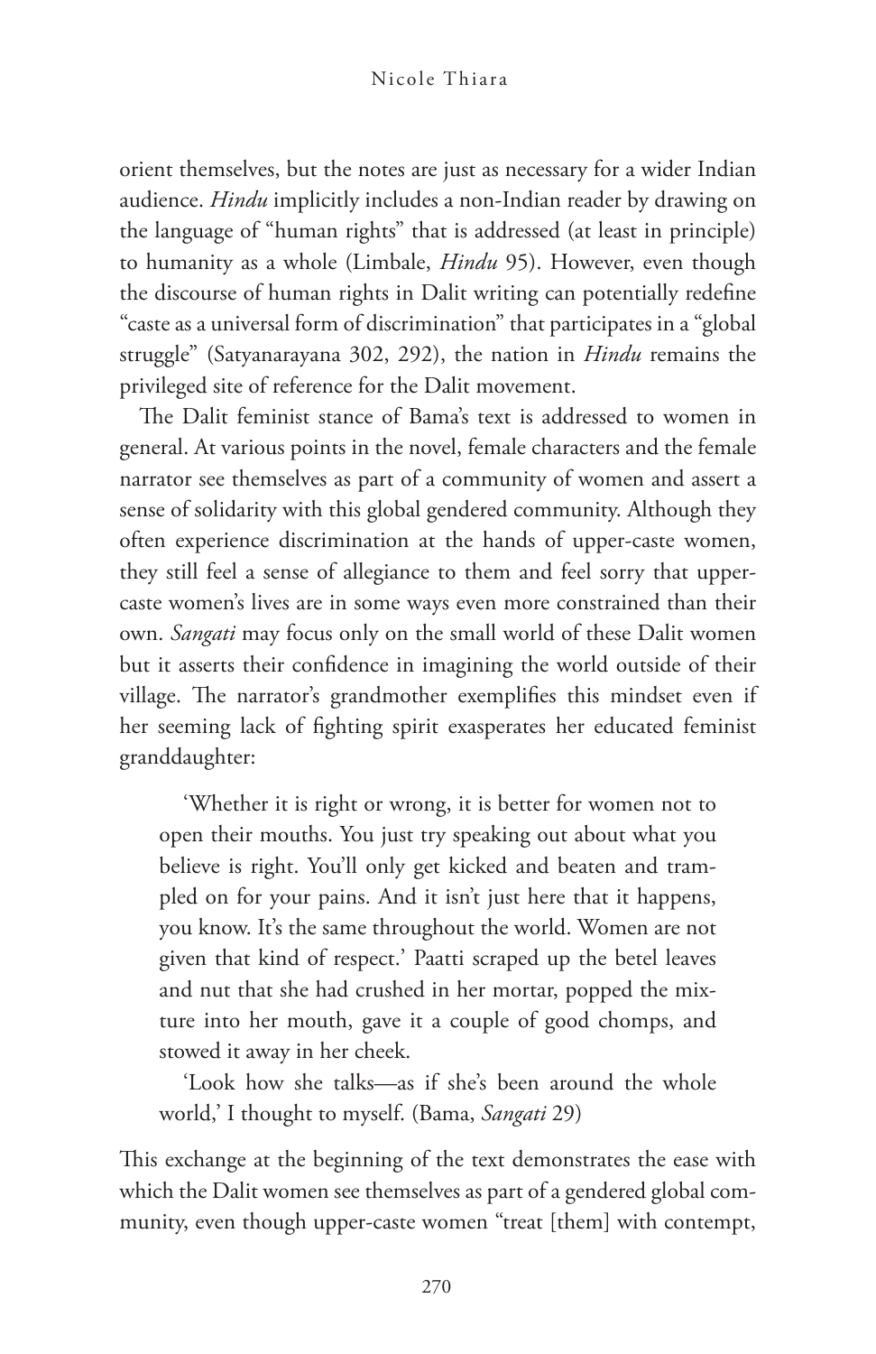orient themselves, but the notes are just as necessary for a wider Indian audience. *Hindu* implicitly includes a non-Indian reader by drawing on the language of "human rights" that is addressed (at least in principle) to humanity as a whole (Limbale, *Hindu* 95). However, even though the discourse of human rights in Dalit writing can potentially redefine "caste as a universal form of discrimination" that participates in a "global struggle" (Satyanarayana 302, 292), the nation in *Hindu* remains the privileged site of reference for the Dalit movement.

The Dalit feminist stance of Bama's text is addressed to women in general. At various points in the novel, female characters and the female narrator see themselves as part of a community of women and assert a sense of solidarity with this global gendered community. Although they often experience discrimination at the hands of upper-caste women, they still feel a sense of allegiance to them and feel sorry that upper-caste women's lives are in some ways even more constrained than their own. *Sangati* may focus only on the small world of these Dalit women but it asserts their confidence in imagining the world outside of their village. The narrator's grandmother exemplifies this mindset even if her seeming lack of fighting spirit exasperates her educated feminist granddaughter:

> 'Whether it is right or wrong, it is better for women not to open their mouths. You just try speaking out about what you believe is right. You'll only get kicked and beaten and trampled on for your pains. And it isn't just here that it happens, you know. It's the same throughout the world. Women are not given that kind of respect.' Paatti scraped up the betel leaves and nut that she had crushed in her mortar, popped the mixture into her mouth, gave it a couple of good chomps, and stowed it away in her cheek.
>
> 'Look how she talks—as if she's been around the whole world,' I thought to myself. (Bama, *Sangati* 29)

This exchange at the beginning of the text demonstrates the ease with which the Dalit women see themselves as part of a gendered global community, even though upper-caste women "treat [them] with contempt,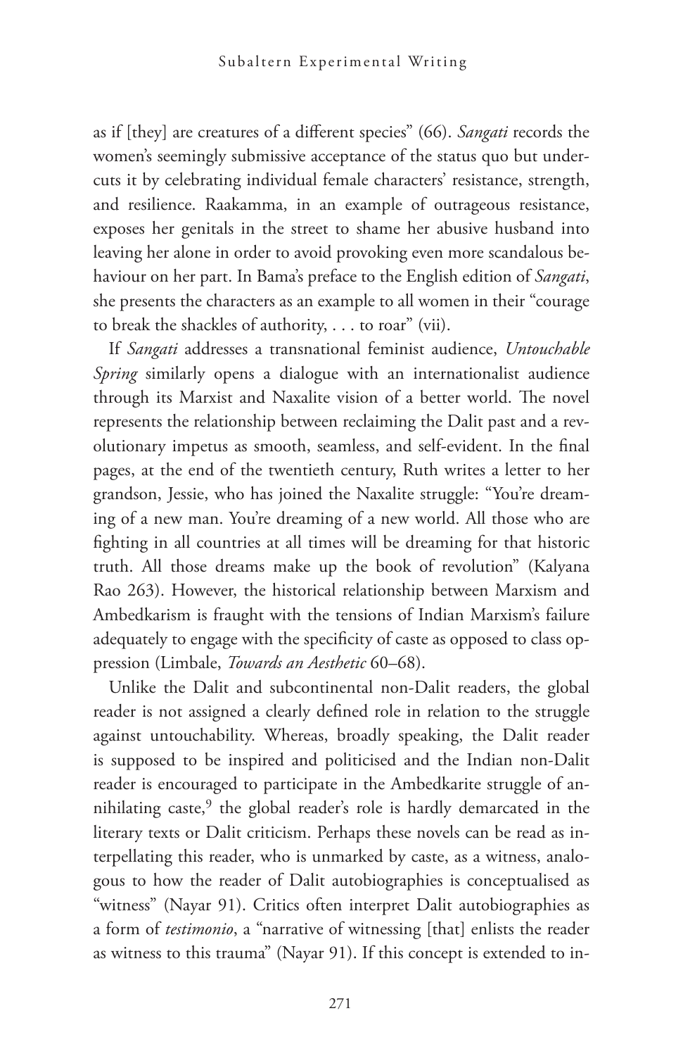as if [they] are creatures of a different species" (66). *Sangati* records the women's seemingly submissive acceptance of the status quo but undercuts it by celebrating individual female characters' resistance, strength, and resilience. Raakamma, in an example of outrageous resistance, exposes her genitals in the street to shame her abusive husband into leaving her alone in order to avoid provoking even more scandalous behaviour on her part. In Bama's preface to the English edition of *Sangati*, she presents the characters as an example to all women in their "courage to break the shackles of authority, . . . to roar" (vii).

If *Sangati* addresses a transnational feminist audience, *Untouchable Spring* similarly opens a dialogue with an internationalist audience through its Marxist and Naxalite vision of a better world. The novel represents the relationship between reclaiming the Dalit past and a revolutionary impetus as smooth, seamless, and self-evident. In the final pages, at the end of the twentieth century, Ruth writes a letter to her grandson, Jessie, who has joined the Naxalite struggle: "You're dreaming of a new man. You're dreaming of a new world. All those who are fighting in all countries at all times will be dreaming for that historic truth. All those dreams make up the book of revolution" (Kalyana Rao 263). However, the historical relationship between Marxism and Ambedkarism is fraught with the tensions of Indian Marxism's failure adequately to engage with the specificity of caste as opposed to class oppression (Limbale, *Towards an Aesthetic* 60–68).

Unlike the Dalit and subcontinental non-Dalit readers, the global reader is not assigned a clearly defined role in relation to the struggle against untouchability. Whereas, broadly speaking, the Dalit reader is supposed to be inspired and politicised and the Indian non-Dalit reader is encouraged to participate in the Ambedkarite struggle of annihilating caste,[9] the global reader's role is hardly demarcated in the literary texts or Dalit criticism. Perhaps these novels can be read as interpellating this reader, who is unmarked by caste, as a witness, analogous to how the reader of Dalit autobiographies is conceptualised as "witness" (Nayar 91). Critics often interpret Dalit autobiographies as a form of *testimonio*, a "narrative of witnessing [that] enlists the reader as witness to this trauma" (Nayar 91). If this concept is extended to in-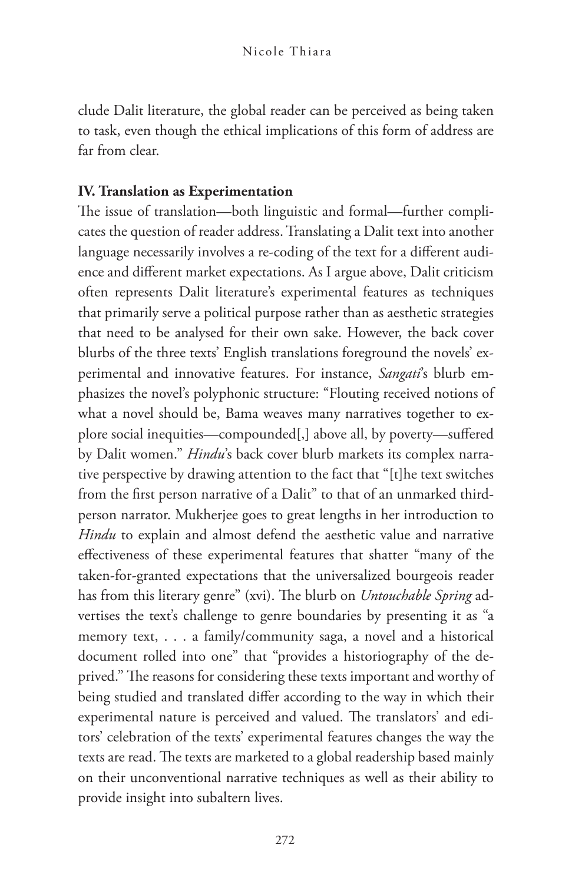clude Dalit literature, the global reader can be perceived as being taken to task, even though the ethical implications of this form of address are far from clear.

## IV. Translation as Experimentation

The issue of translation—both linguistic and formal—further complicates the question of reader address. Translating a Dalit text into another language necessarily involves a re-coding of the text for a different audience and different market expectations. As I argue above, Dalit criticism often represents Dalit literature's experimental features as techniques that primarily serve a political purpose rather than as aesthetic strategies that need to be analysed for their own sake. However, the back cover blurbs of the three texts' English translations foreground the novels' experimental and innovative features. For instance, *Sangati*'s blurb emphasizes the novel's polyphonic structure: "Flouting received notions of what a novel should be, Bama weaves many narratives together to explore social inequities—compounded[,] above all, by poverty—suffered by Dalit women." *Hindu*'s back cover blurb markets its complex narrative perspective by drawing attention to the fact that "[t]he text switches from the first person narrative of a Dalit" to that of an unmarked third-person narrator. Mukherjee goes to great lengths in her introduction to *Hindu* to explain and almost defend the aesthetic value and narrative effectiveness of these experimental features that shatter "many of the taken-for-granted expectations that the universalized bourgeois reader has from this literary genre" (xvi). The blurb on *Untouchable Spring* advertises the text's challenge to genre boundaries by presenting it as "a memory text, . . . a family/community saga, a novel and a historical document rolled into one" that "provides a historiography of the deprived." The reasons for considering these texts important and worthy of being studied and translated differ according to the way in which their experimental nature is perceived and valued. The translators' and editors' celebration of the texts' experimental features changes the way the texts are read. The texts are marketed to a global readership based mainly on their unconventional narrative techniques as well as their ability to provide insight into subaltern lives.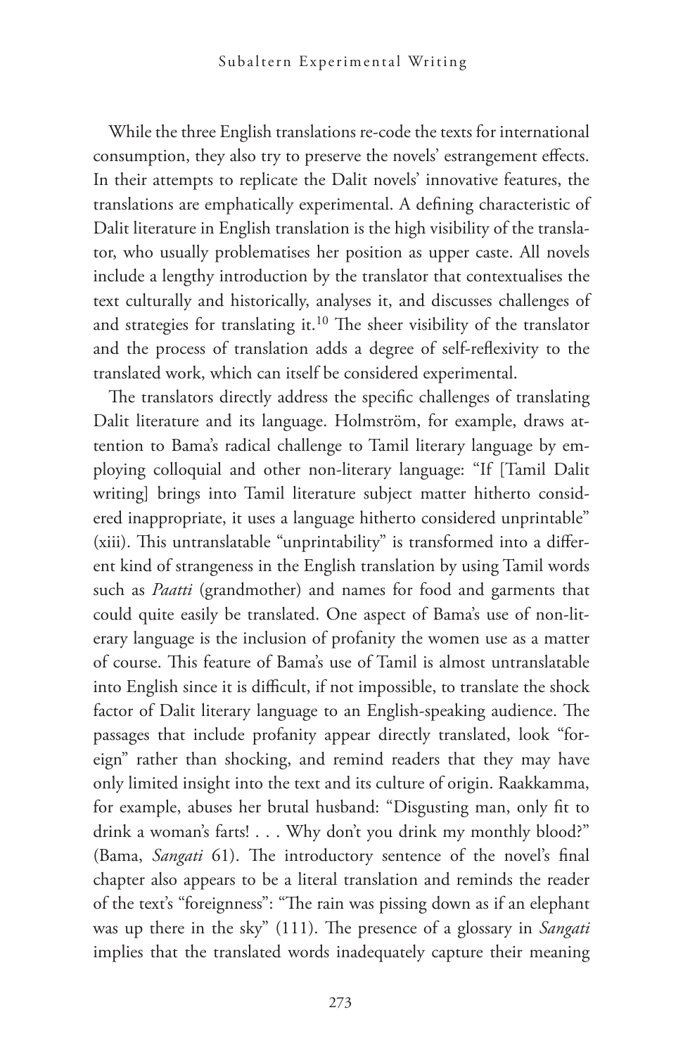While the three English translations re-code the texts for international consumption, they also try to preserve the novels' estrangement effects. In their attempts to replicate the Dalit novels' innovative features, the translations are emphatically experimental. A defining characteristic of Dalit literature in English translation is the high visibility of the translator, who usually problematises her position as upper caste. All novels include a lengthy introduction by the translator that contextualises the text culturally and historically, analyses it, and discusses challenges of and strategies for translating it.[10] The sheer visibility of the translator and the process of translation adds a degree of self-reflexivity to the translated work, which can itself be considered experimental.

The translators directly address the specific challenges of translating Dalit literature and its language. Holmström, for example, draws attention to Bama's radical challenge to Tamil literary language by employing colloquial and other non-literary language: "If [Tamil Dalit writing] brings into Tamil literature subject matter hitherto considered inappropriate, it uses a language hitherto considered unprintable" (xiii). This untranslatable "unprintability" is transformed into a different kind of strangeness in the English translation by using Tamil words such as *Paatti* (grandmother) and names for food and garments that could quite easily be translated. One aspect of Bama's use of non-literary language is the inclusion of profanity the women use as a matter of course. This feature of Bama's use of Tamil is almost untranslatable into English since it is difficult, if not impossible, to translate the shock factor of Dalit literary language to an English-speaking audience. The passages that include profanity appear directly translated, look "foreign" rather than shocking, and remind readers that they may have only limited insight into the text and its culture of origin. Raakkamma, for example, abuses her brutal husband: "Disgusting man, only fit to drink a woman's farts! . . . Why don't you drink my monthly blood?" (Bama, *Sangati* 61). The introductory sentence of the novel's final chapter also appears to be a literal translation and reminds the reader of the text's "foreignness": "The rain was pissing down as if an elephant was up there in the sky" (111). The presence of a glossary in *Sangati* implies that the translated words inadequately capture their meaning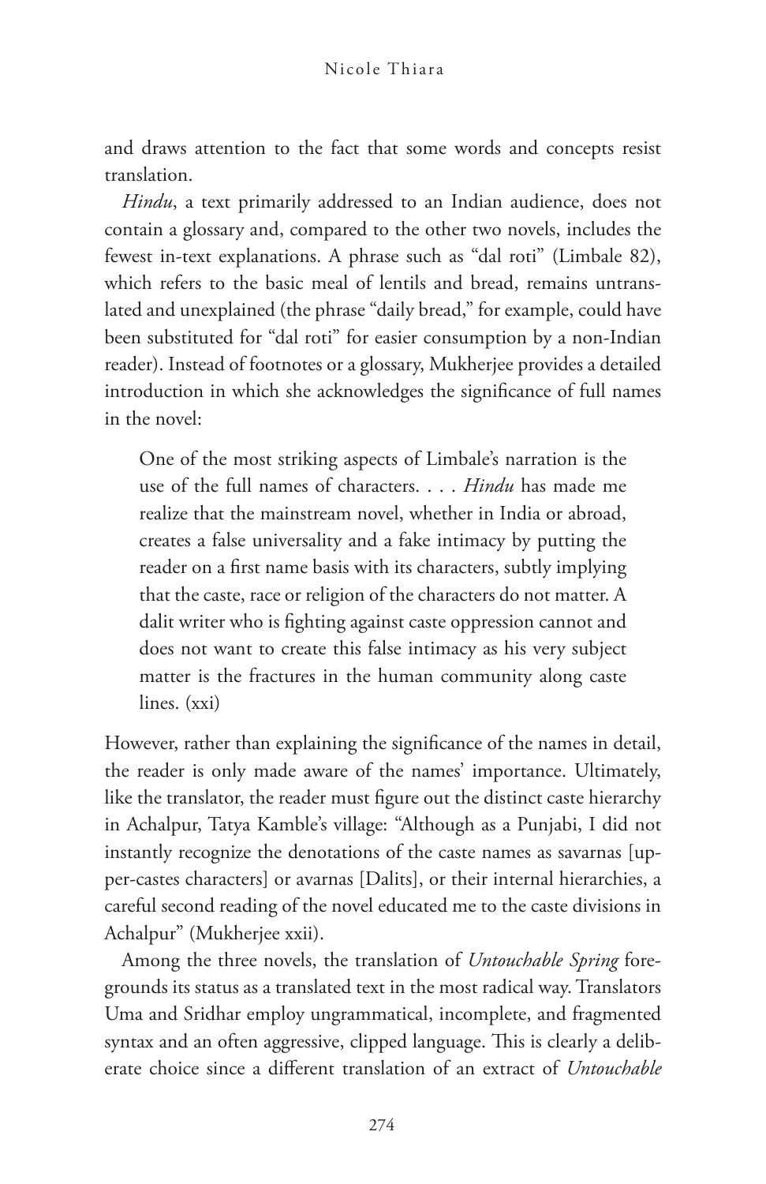and draws attention to the fact that some words and concepts resist translation.

*Hindu*, a text primarily addressed to an Indian audience, does not contain a glossary and, compared to the other two novels, includes the fewest in-text explanations. A phrase such as "dal roti" (Limbale 82), which refers to the basic meal of lentils and bread, remains untranslated and unexplained (the phrase "daily bread," for example, could have been substituted for "dal roti" for easier consumption by a non-Indian reader). Instead of footnotes or a glossary, Mukherjee provides a detailed introduction in which she acknowledges the significance of full names in the novel:

> One of the most striking aspects of Limbale's narration is the use of the full names of characters. . . . *Hindu* has made me realize that the mainstream novel, whether in India or abroad, creates a false universality and a fake intimacy by putting the reader on a first name basis with its characters, subtly implying that the caste, race or religion of the characters do not matter. A dalit writer who is fighting against caste oppression cannot and does not want to create this false intimacy as his very subject matter is the fractures in the human community along caste lines. (xxi)

However, rather than explaining the significance of the names in detail, the reader is only made aware of the names' importance. Ultimately, like the translator, the reader must figure out the distinct caste hierarchy in Achalpur, Tatya Kamble's village: "Although as a Punjabi, I did not instantly recognize the denotations of the caste names as savarnas [upper-castes characters] or avarnas [Dalits], or their internal hierarchies, a careful second reading of the novel educated me to the caste divisions in Achalpur" (Mukherjee xxii).

Among the three novels, the translation of *Untouchable Spring* foregrounds its status as a translated text in the most radical way. Translators Uma and Sridhar employ ungrammatical, incomplete, and fragmented syntax and an often aggressive, clipped language. This is clearly a deliberate choice since a different translation of an extract of *Untouchable*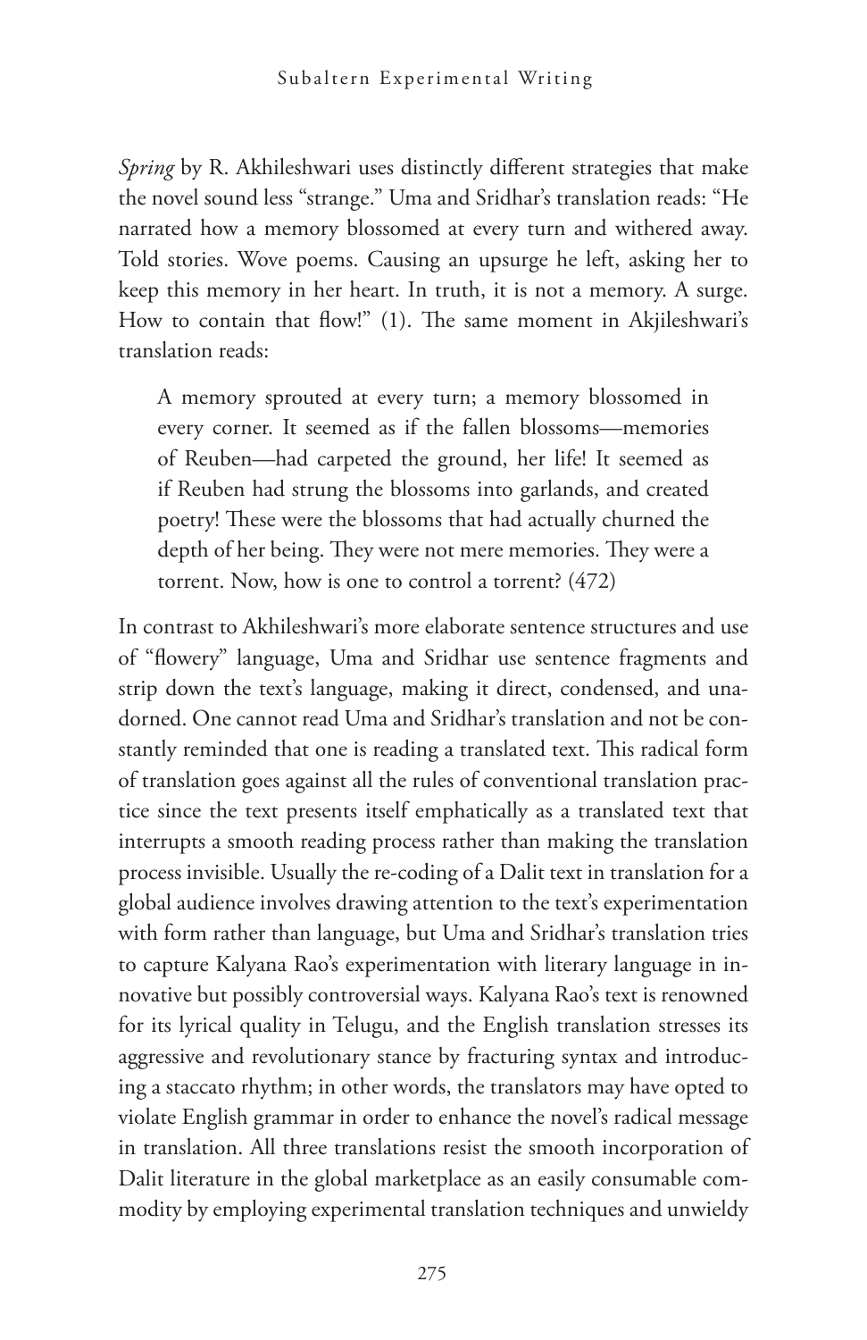*Spring* by R. Akhileshwari uses distinctly different strategies that make the novel sound less "strange." Uma and Sridhar's translation reads: "He narrated how a memory blossomed at every turn and withered away. Told stories. Wove poems. Causing an upsurge he left, asking her to keep this memory in her heart. In truth, it is not a memory. A surge. How to contain that flow!" (1). The same moment in Akjileshwari's translation reads:

> A memory sprouted at every turn; a memory blossomed in every corner. It seemed as if the fallen blossoms—memories of Reuben—had carpeted the ground, her life! It seemed as if Reuben had strung the blossoms into garlands, and created poetry! These were the blossoms that had actually churned the depth of her being. They were not mere memories. They were a torrent. Now, how is one to control a torrent? (472)

In contrast to Akhileshwari's more elaborate sentence structures and use of "flowery" language, Uma and Sridhar use sentence fragments and strip down the text's language, making it direct, condensed, and unadorned. One cannot read Uma and Sridhar's translation and not be constantly reminded that one is reading a translated text. This radical form of translation goes against all the rules of conventional translation practice since the text presents itself emphatically as a translated text that interrupts a smooth reading process rather than making the translation process invisible. Usually the re-coding of a Dalit text in translation for a global audience involves drawing attention to the text's experimentation with form rather than language, but Uma and Sridhar's translation tries to capture Kalyana Rao's experimentation with literary language in innovative but possibly controversial ways. Kalyana Rao's text is renowned for its lyrical quality in Telugu, and the English translation stresses its aggressive and revolutionary stance by fracturing syntax and introducing a staccato rhythm; in other words, the translators may have opted to violate English grammar in order to enhance the novel's radical message in translation. All three translations resist the smooth incorporation of Dalit literature in the global marketplace as an easily consumable commodity by employing experimental translation techniques and unwieldy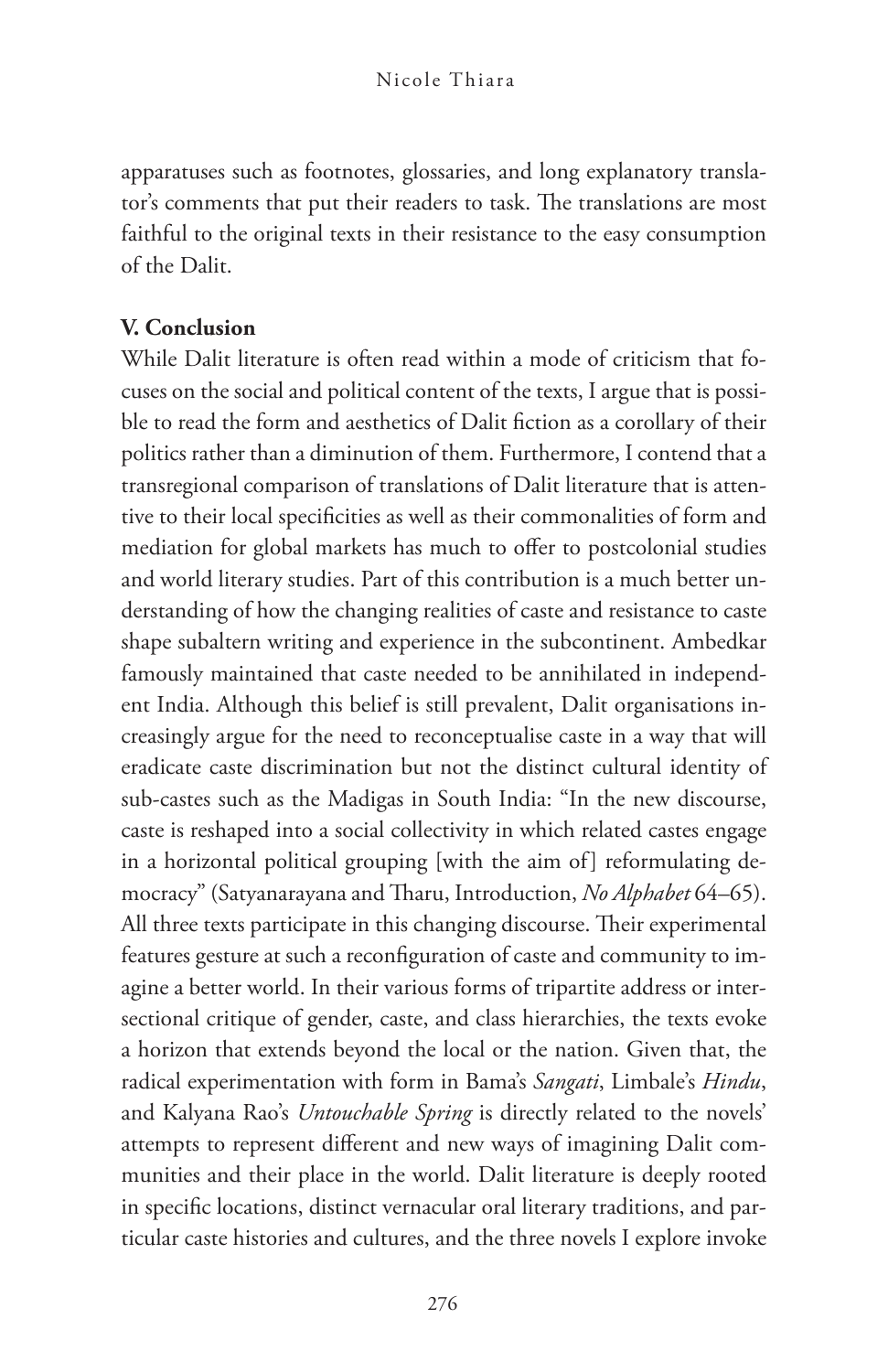apparatuses such as footnotes, glossaries, and long explanatory translator's comments that put their readers to task. The translations are most faithful to the original texts in their resistance to the easy consumption of the Dalit.

## V. Conclusion

While Dalit literature is often read within a mode of criticism that focuses on the social and political content of the texts, I argue that is possible to read the form and aesthetics of Dalit fiction as a corollary of their politics rather than a diminution of them. Furthermore, I contend that a transregional comparison of translations of Dalit literature that is attentive to their local specificities as well as their commonalities of form and mediation for global markets has much to offer to postcolonial studies and world literary studies. Part of this contribution is a much better understanding of how the changing realities of caste and resistance to caste shape subaltern writing and experience in the subcontinent. Ambedkar famously maintained that caste needed to be annihilated in independent India. Although this belief is still prevalent, Dalit organisations increasingly argue for the need to reconceptualise caste in a way that will eradicate caste discrimination but not the distinct cultural identity of sub-castes such as the Madigas in South India: "In the new discourse, caste is reshaped into a social collectivity in which related castes engage in a horizontal political grouping [with the aim of] reformulating democracy" (Satyanarayana and Tharu, Introduction, *No Alphabet* 64–65). All three texts participate in this changing discourse. Their experimental features gesture at such a reconfiguration of caste and community to imagine a better world. In their various forms of tripartite address or intersectional critique of gender, caste, and class hierarchies, the texts evoke a horizon that extends beyond the local or the nation. Given that, the radical experimentation with form in Bama's *Sangati*, Limbale's *Hindu*, and Kalyana Rao's *Untouchable Spring* is directly related to the novels' attempts to represent different and new ways of imagining Dalit communities and their place in the world. Dalit literature is deeply rooted in specific locations, distinct vernacular oral literary traditions, and particular caste histories and cultures, and the three novels I explore invoke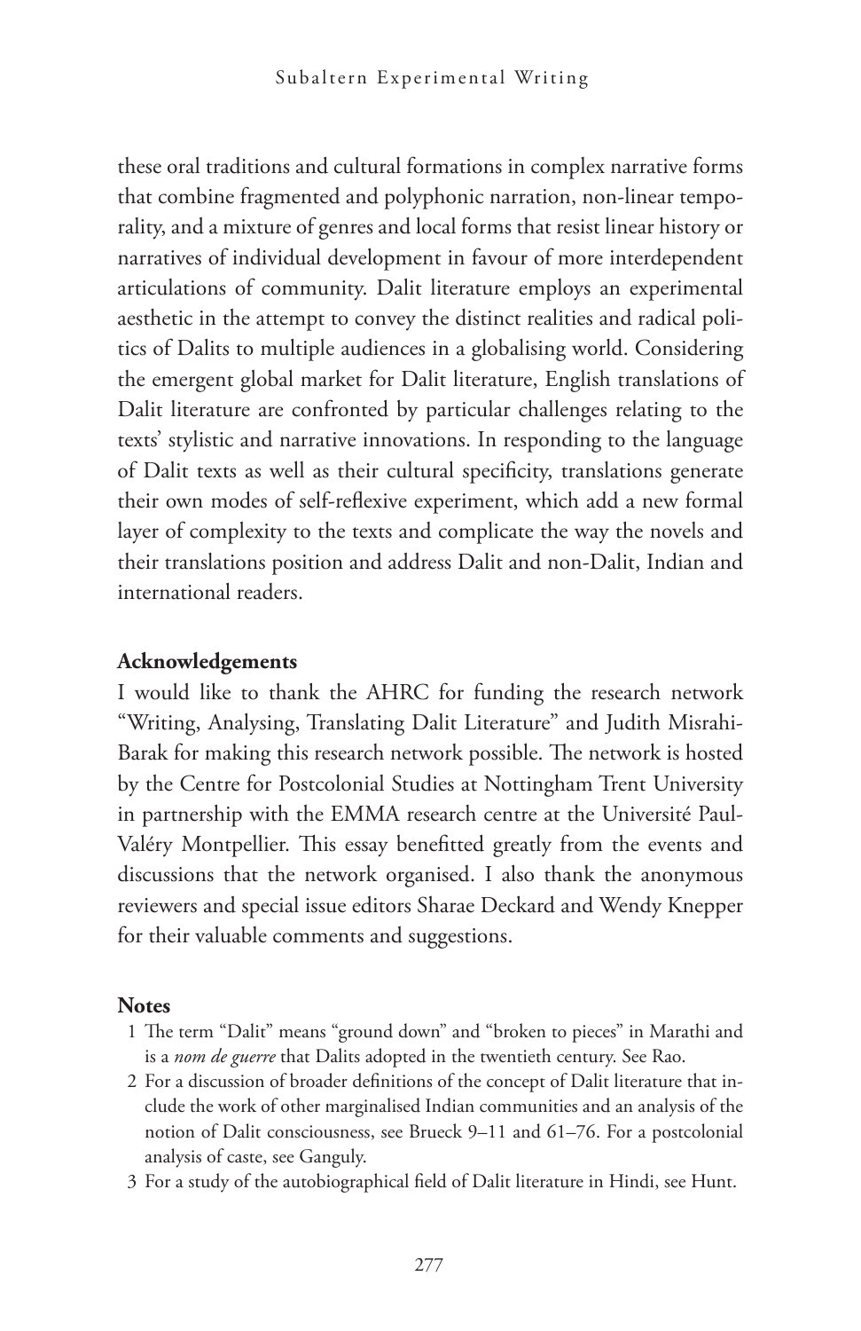these oral traditions and cultural formations in complex narrative forms that combine fragmented and polyphonic narration, non-linear temporality, and a mixture of genres and local forms that resist linear history or narratives of individual development in favour of more interdependent articulations of community. Dalit literature employs an experimental aesthetic in the attempt to convey the distinct realities and radical politics of Dalits to multiple audiences in a globalising world. Considering the emergent global market for Dalit literature, English translations of Dalit literature are confronted by particular challenges relating to the texts' stylistic and narrative innovations. In responding to the language of Dalit texts as well as their cultural specificity, translations generate their own modes of self-reflexive experiment, which add a new formal layer of complexity to the texts and complicate the way the novels and their translations position and address Dalit and non-Dalit, Indian and international readers.

**Acknowledgements**

I would like to thank the AHRC for funding the research network "Writing, Analysing, Translating Dalit Literature" and Judith Misrahi-Barak for making this research network possible. The network is hosted by the Centre for Postcolonial Studies at Nottingham Trent University in partnership with the EMMA research centre at the Université Paul-Valéry Montpellier. This essay benefitted greatly from the events and discussions that the network organised. I also thank the anonymous reviewers and special issue editors Sharae Deckard and Wendy Knepper for their valuable comments and suggestions.

**Notes**

1 The term "Dalit" means "ground down" and "broken to pieces" in Marathi and is a *nom de guerre* that Dalits adopted in the twentieth century. See Rao.

2 For a discussion of broader definitions of the concept of Dalit literature that include the work of other marginalised Indian communities and an analysis of the notion of Dalit consciousness, see Brueck 9–11 and 61–76. For a postcolonial analysis of caste, see Ganguly.

3 For a study of the autobiographical field of Dalit literature in Hindi, see Hunt.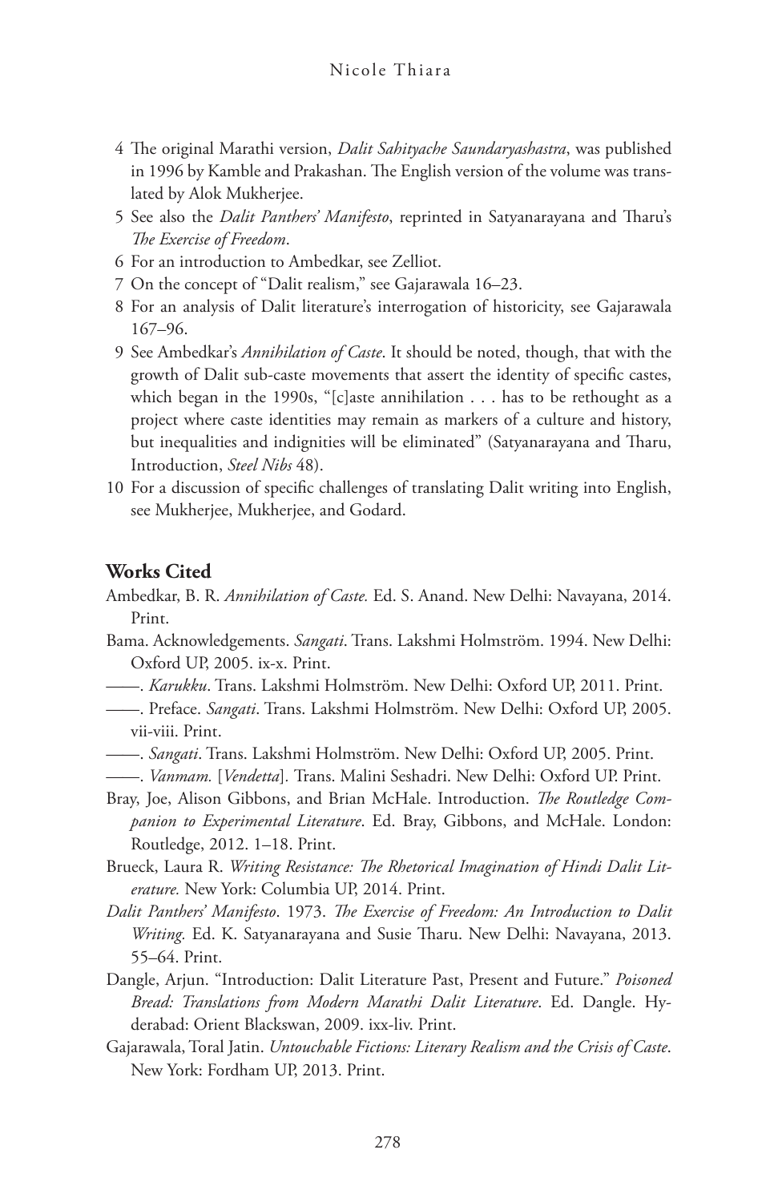4 The original Marathi version, *Dalit Sahityache Saundaryashastra*, was published in 1996 by Kamble and Prakashan. The English version of the volume was translated by Alok Mukherjee.

5 See also the *Dalit Panthers' Manifesto*, reprinted in Satyanarayana and Tharu's *The Exercise of Freedom*.

6 For an introduction to Ambedkar, see Zelliot.

7 On the concept of "Dalit realism," see Gajarawala 16–23.

8 For an analysis of Dalit literature's interrogation of historicity, see Gajarawala 167–96.

9 See Ambedkar's *Annihilation of Caste*. It should be noted, though, that with the growth of Dalit sub-caste movements that assert the identity of specific castes, which began in the 1990s, "[c]aste annihilation . . . has to be rethought as a project where caste identities may remain as markers of a culture and history, but inequalities and indignities will be eliminated" (Satyanarayana and Tharu, Introduction, *Steel Nibs* 48).

10 For a discussion of specific challenges of translating Dalit writing into English, see Mukherjee, Mukherjee, and Godard.

## Works Cited

Ambedkar, B. R. *Annihilation of Caste.* Ed. S. Anand. New Delhi: Navayana, 2014. Print.

Bama. Acknowledgements. *Sangati*. Trans. Lakshmi Holmström. 1994. New Delhi: Oxford UP, 2005. ix-x. Print.

——. *Karukku*. Trans. Lakshmi Holmström. New Delhi: Oxford UP, 2011. Print.

——. Preface. *Sangati*. Trans. Lakshmi Holmström. New Delhi: Oxford UP, 2005. vii-viii. Print.

——. *Sangati*. Trans. Lakshmi Holmström. New Delhi: Oxford UP, 2005. Print.

——. *Vanmam.* [*Vendetta*]. Trans. Malini Seshadri. New Delhi: Oxford UP. Print.

Bray, Joe, Alison Gibbons, and Brian McHale. Introduction. *The Routledge Companion to Experimental Literature*. Ed. Bray, Gibbons, and McHale. London: Routledge, 2012. 1–18. Print.

Brueck, Laura R. *Writing Resistance: The Rhetorical Imagination of Hindi Dalit Literature.* New York: Columbia UP, 2014. Print.

*Dalit Panthers' Manifesto*. 1973. *The Exercise of Freedom: An Introduction to Dalit Writing.* Ed. K. Satyanarayana and Susie Tharu. New Delhi: Navayana, 2013. 55–64. Print.

Dangle, Arjun. "Introduction: Dalit Literature Past, Present and Future." *Poisoned Bread: Translations from Modern Marathi Dalit Literature*. Ed. Dangle. Hyderabad: Orient Blackswan, 2009. ixx-liv. Print.

Gajarawala, Toral Jatin. *Untouchable Fictions: Literary Realism and the Crisis of Caste*. New York: Fordham UP, 2013. Print.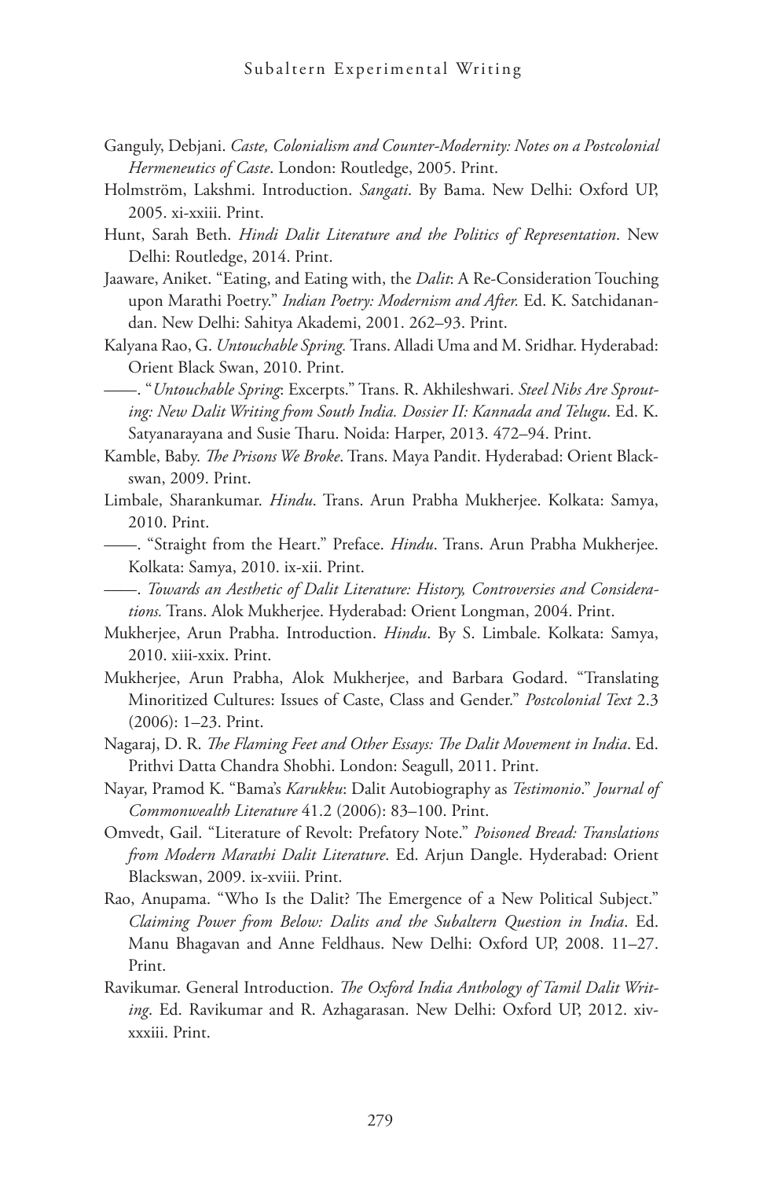Ganguly, Debjani. *Caste, Colonialism and Counter-Modernity: Notes on a Postcolonial Hermeneutics of Caste*. London: Routledge, 2005. Print.

Holmström, Lakshmi. Introduction. *Sangati*. By Bama. New Delhi: Oxford UP, 2005. xi-xxiii. Print.

Hunt, Sarah Beth. *Hindi Dalit Literature and the Politics of Representation*. New Delhi: Routledge, 2014. Print.

Jaaware, Aniket. "Eating, and Eating with, the *Dalit*: A Re-Consideration Touching upon Marathi Poetry." *Indian Poetry: Modernism and After.* Ed. K. Satchidanandan. New Delhi: Sahitya Akademi, 2001. 262–93. Print.

Kalyana Rao, G. *Untouchable Spring.* Trans. Alladi Uma and M. Sridhar. Hyderabad: Orient Black Swan, 2010. Print.

——. "*Untouchable Spring*: Excerpts." Trans. R. Akhileshwari. *Steel Nibs Are Sprouting: New Dalit Writing from South India. Dossier II: Kannada and Telugu*. Ed. K. Satyanarayana and Susie Tharu. Noida: Harper, 2013. 472–94. Print.

Kamble, Baby. *The Prisons We Broke*. Trans. Maya Pandit. Hyderabad: Orient Blackswan, 2009. Print.

Limbale, Sharankumar. *Hindu*. Trans. Arun Prabha Mukherjee. Kolkata: Samya, 2010. Print.

——. "Straight from the Heart." Preface. *Hindu*. Trans. Arun Prabha Mukherjee. Kolkata: Samya, 2010. ix-xii. Print.

——. *Towards an Aesthetic of Dalit Literature: History, Controversies and Considerations.* Trans. Alok Mukherjee. Hyderabad: Orient Longman, 2004. Print.

Mukherjee, Arun Prabha. Introduction. *Hindu*. By S. Limbale. Kolkata: Samya, 2010. xiii-xxix. Print.

Mukherjee, Arun Prabha, Alok Mukherjee, and Barbara Godard. "Translating Minoritized Cultures: Issues of Caste, Class and Gender." *Postcolonial Text* 2.3 (2006): 1–23. Print.

Nagaraj, D. R. *The Flaming Feet and Other Essays: The Dalit Movement in India*. Ed. Prithvi Datta Chandra Shobhi. London: Seagull, 2011. Print.

Nayar, Pramod K. "Bama's *Karukku*: Dalit Autobiography as *Testimonio*." *Journal of Commonwealth Literature* 41.2 (2006): 83–100. Print.

Omvedt, Gail. "Literature of Revolt: Prefatory Note." *Poisoned Bread: Translations from Modern Marathi Dalit Literature*. Ed. Arjun Dangle. Hyderabad: Orient Blackswan, 2009. ix-xviii. Print.

Rao, Anupama. "Who Is the Dalit? The Emergence of a New Political Subject." *Claiming Power from Below: Dalits and the Subaltern Question in India*. Ed. Manu Bhagavan and Anne Feldhaus. New Delhi: Oxford UP, 2008. 11–27. Print.

Ravikumar. General Introduction. *The Oxford India Anthology of Tamil Dalit Writing*. Ed. Ravikumar and R. Azhagarasan. New Delhi: Oxford UP, 2012. xiv-xxxiii. Print.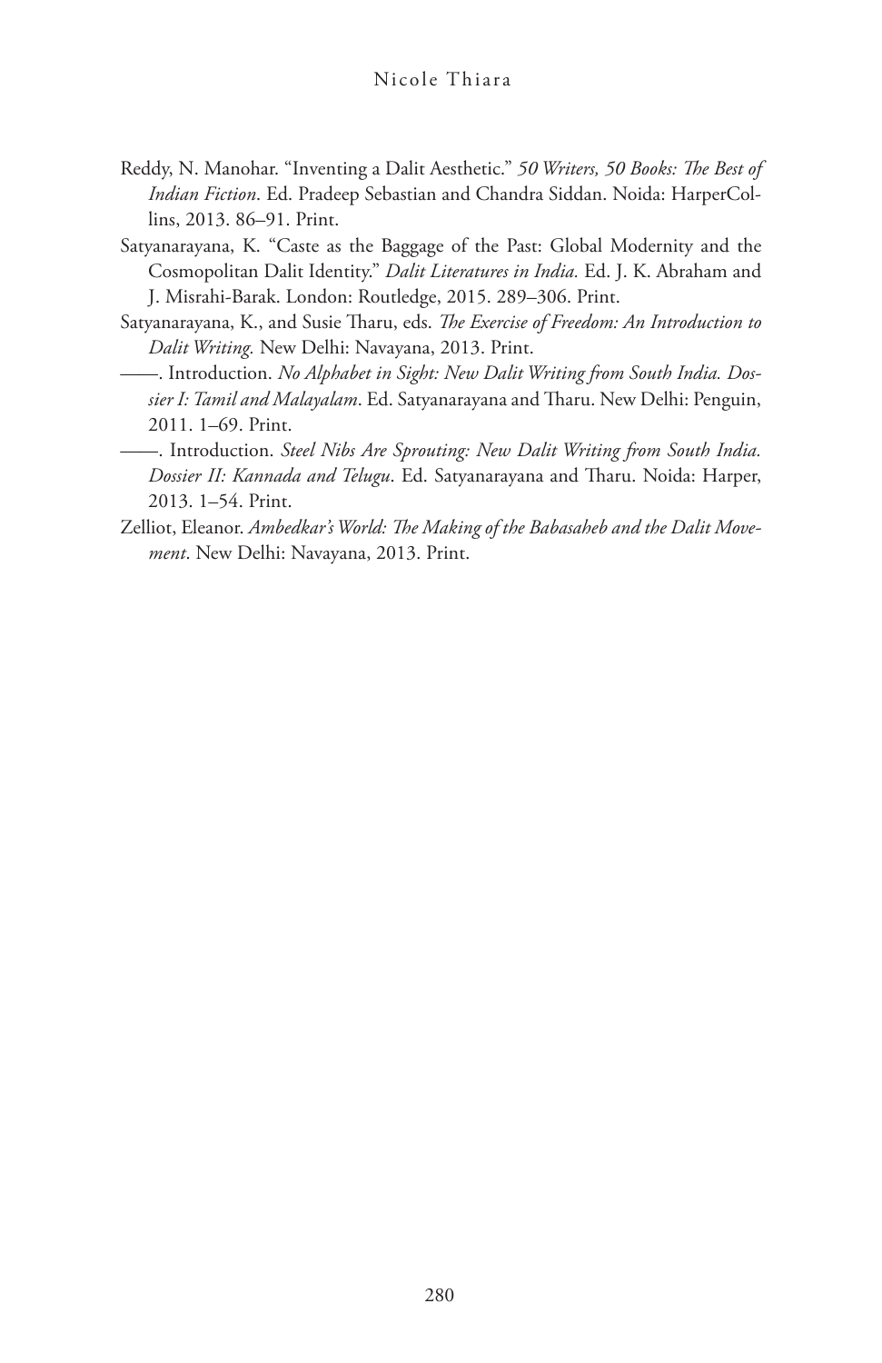Reddy, N. Manohar. "Inventing a Dalit Aesthetic." *50 Writers, 50 Books: The Best of Indian Fiction*. Ed. Pradeep Sebastian and Chandra Siddan. Noida: HarperCollins, 2013. 86–91. Print.

Satyanarayana, K. "Caste as the Baggage of the Past: Global Modernity and the Cosmopolitan Dalit Identity." *Dalit Literatures in India.* Ed. J. K. Abraham and J. Misrahi-Barak. London: Routledge, 2015. 289–306. Print.

Satyanarayana, K., and Susie Tharu, eds. *The Exercise of Freedom: An Introduction to Dalit Writing.* New Delhi: Navayana, 2013. Print.

——. Introduction. *No Alphabet in Sight: New Dalit Writing from South India. Dossier I: Tamil and Malayalam*. Ed. Satyanarayana and Tharu. New Delhi: Penguin, 2011. 1–69. Print.

——. Introduction. *Steel Nibs Are Sprouting: New Dalit Writing from South India. Dossier II: Kannada and Telugu*. Ed. Satyanarayana and Tharu. Noida: Harper, 2013. 1–54. Print.

Zelliot, Eleanor. *Ambedkar's World: The Making of the Babasaheb and the Dalit Movement*. New Delhi: Navayana, 2013. Print.